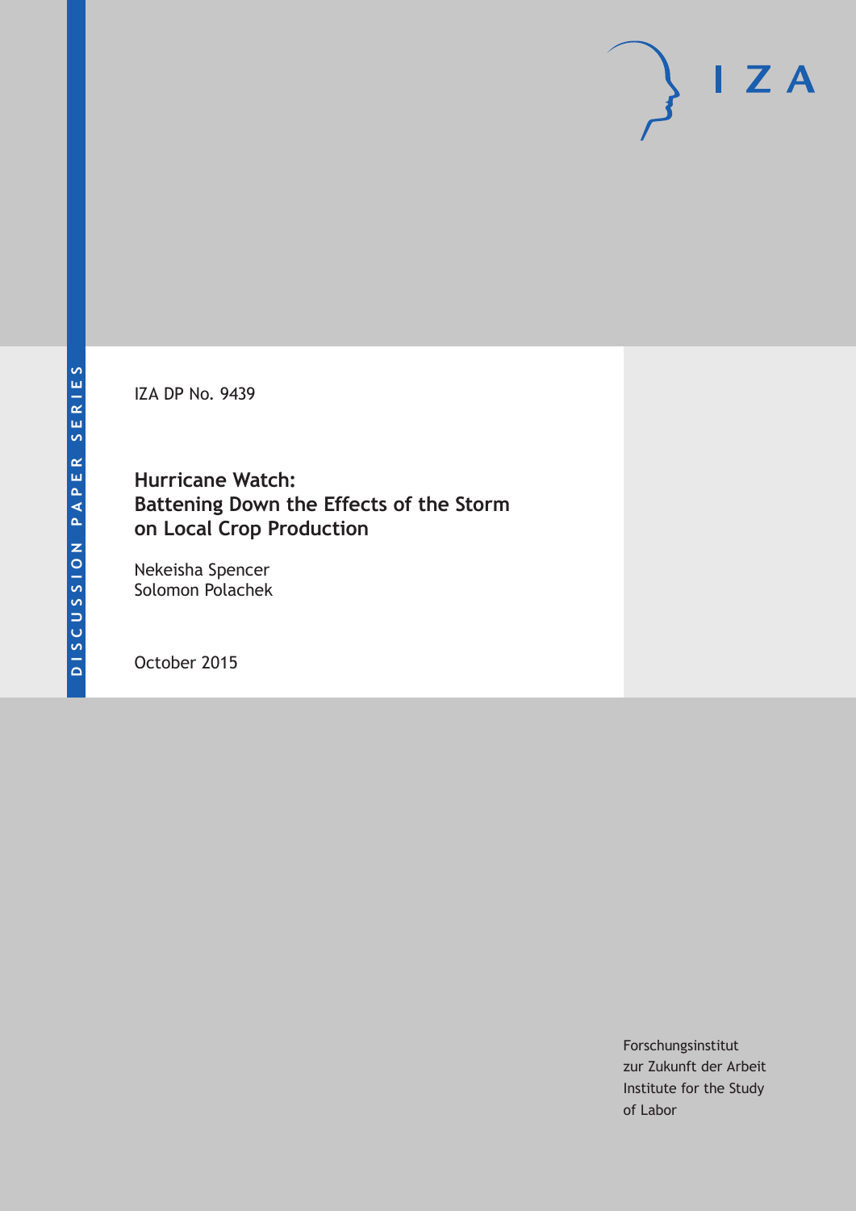DISCUSSION PAPER SERIES

IZA DP No. 9439

# Hurricane Watch: Battening Down the Effects of the Storm on Local Crop Production

Nekeisha Spencer
Solomon Polachek

October 2015

Forschungsinstitut
zur Zukunft der Arbeit
Institute for the Study
of Labor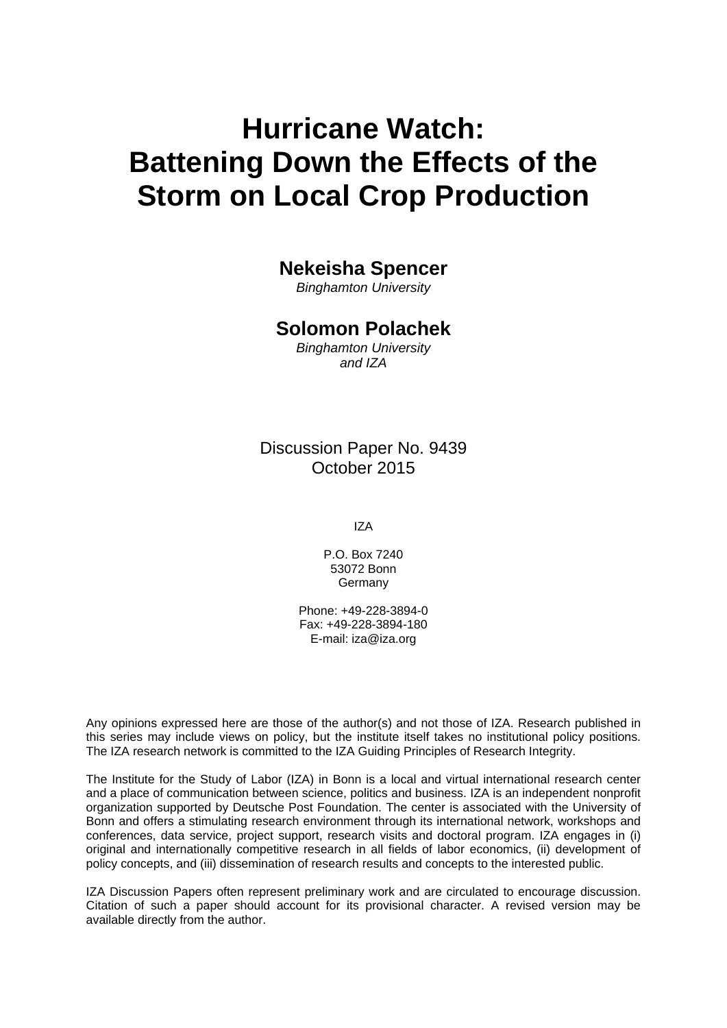# Hurricane Watch: Battening Down the Effects of the Storm on Local Crop Production

**Nekeisha Spencer**
*Binghamton University*

**Solomon Polachek**
*Binghamton University and IZA*

Discussion Paper No. 9439
October 2015

IZA

P.O. Box 7240
53072 Bonn
Germany

Phone: +49-228-3894-0
Fax: +49-228-3894-180
E-mail: iza@iza.org

Any opinions expressed here are those of the author(s) and not those of IZA. Research published in this series may include views on policy, but the institute itself takes no institutional policy positions. The IZA research network is committed to the IZA Guiding Principles of Research Integrity.

The Institute for the Study of Labor (IZA) in Bonn is a local and virtual international research center and a place of communication between science, politics and business. IZA is an independent nonprofit organization supported by Deutsche Post Foundation. The center is associated with the University of Bonn and offers a stimulating research environment through its international network, workshops and conferences, data service, project support, research visits and doctoral program. IZA engages in (i) original and internationally competitive research in all fields of labor economics, (ii) development of policy concepts, and (iii) dissemination of research results and concepts to the interested public.

IZA Discussion Papers often represent preliminary work and are circulated to encourage discussion. Citation of such a paper should account for its provisional character. A revised version may be available directly from the author.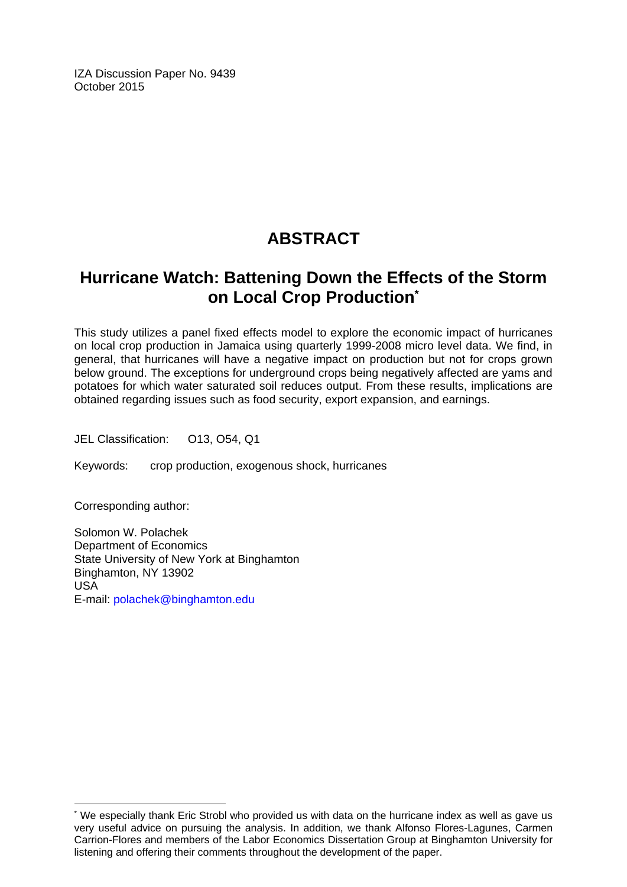IZA Discussion Paper No. 9439
October 2015

# ABSTRACT

## Hurricane Watch: Battening Down the Effects of the Storm on Local Crop Production[*]

This study utilizes a panel fixed effects model to explore the economic impact of hurricanes on local crop production in Jamaica using quarterly 1999-2008 micro level data. We find, in general, that hurricanes will have a negative impact on production but not for crops grown below ground. The exceptions for underground crops being negatively affected are yams and potatoes for which water saturated soil reduces output. From these results, implications are obtained regarding issues such as food security, export expansion, and earnings.

JEL Classification: O13, O54, Q1

Keywords: crop production, exogenous shock, hurricanes

Corresponding author:

Solomon W. Polachek
Department of Economics
State University of New York at Binghamton
Binghamton, NY 13902
USA
E-mail: polachek@binghamton.edu

[*] We especially thank Eric Strobl who provided us with data on the hurricane index as well as gave us very useful advice on pursuing the analysis. In addition, we thank Alfonso Flores-Lagunes, Carmen Carrion-Flores and members of the Labor Economics Dissertation Group at Binghamton University for listening and offering their comments throughout the development of the paper.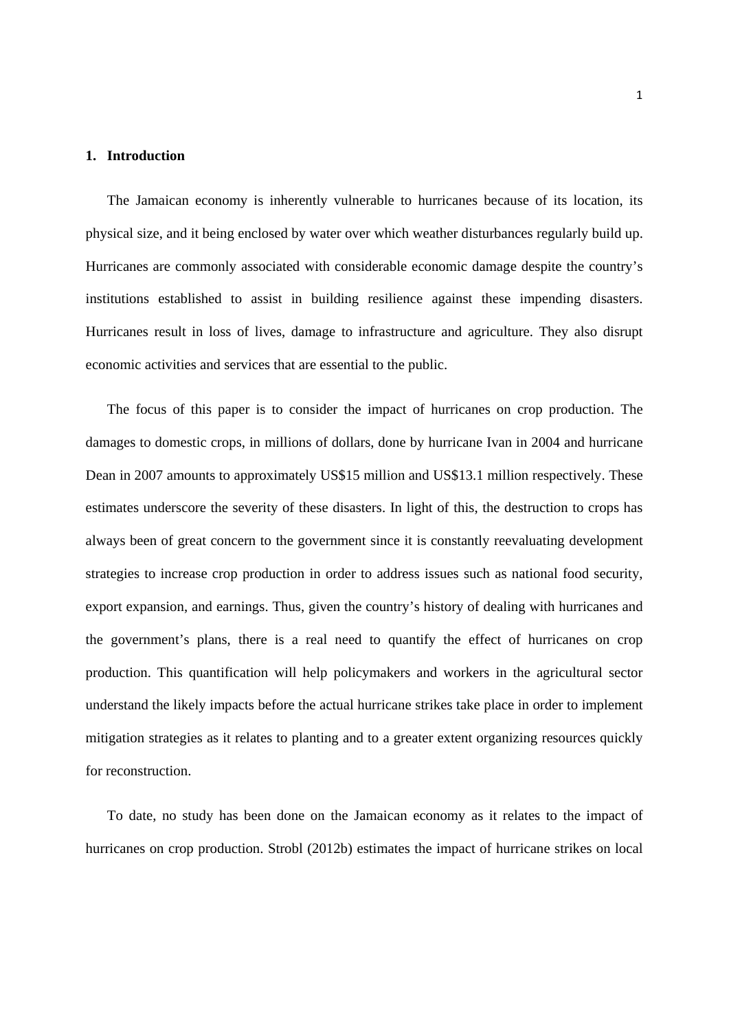## 1. Introduction

The Jamaican economy is inherently vulnerable to hurricanes because of its location, its physical size, and it being enclosed by water over which weather disturbances regularly build up. Hurricanes are commonly associated with considerable economic damage despite the country's institutions established to assist in building resilience against these impending disasters. Hurricanes result in loss of lives, damage to infrastructure and agriculture. They also disrupt economic activities and services that are essential to the public.

The focus of this paper is to consider the impact of hurricanes on crop production. The damages to domestic crops, in millions of dollars, done by hurricane Ivan in 2004 and hurricane Dean in 2007 amounts to approximately US$15 million and US$13.1 million respectively. These estimates underscore the severity of these disasters. In light of this, the destruction to crops has always been of great concern to the government since it is constantly reevaluating development strategies to increase crop production in order to address issues such as national food security, export expansion, and earnings. Thus, given the country's history of dealing with hurricanes and the government's plans, there is a real need to quantify the effect of hurricanes on crop production. This quantification will help policymakers and workers in the agricultural sector understand the likely impacts before the actual hurricane strikes take place in order to implement mitigation strategies as it relates to planting and to a greater extent organizing resources quickly for reconstruction.

To date, no study has been done on the Jamaican economy as it relates to the impact of hurricanes on crop production. Strobl (2012b) estimates the impact of hurricane strikes on local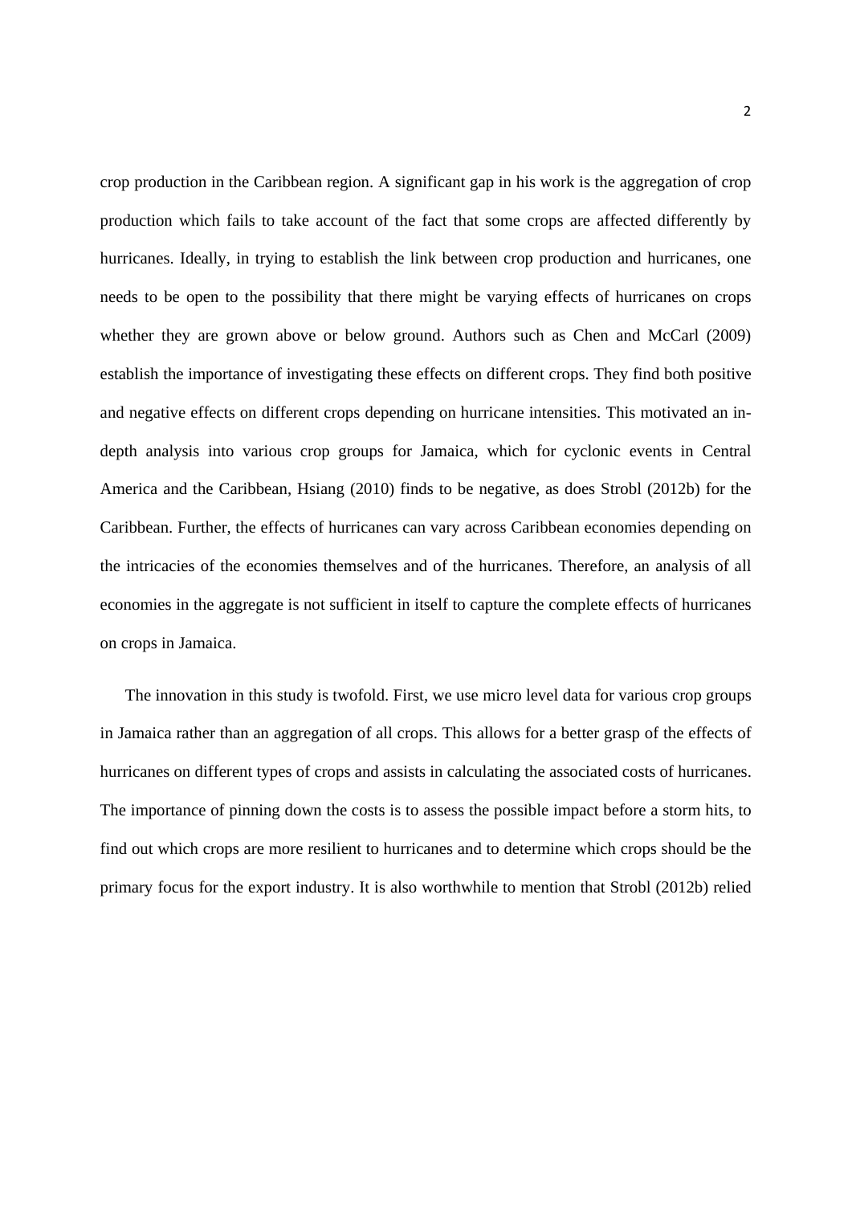crop production in the Caribbean region. A significant gap in his work is the aggregation of crop production which fails to take account of the fact that some crops are affected differently by hurricanes. Ideally, in trying to establish the link between crop production and hurricanes, one needs to be open to the possibility that there might be varying effects of hurricanes on crops whether they are grown above or below ground. Authors such as Chen and McCarl (2009) establish the importance of investigating these effects on different crops. They find both positive and negative effects on different crops depending on hurricane intensities. This motivated an in-depth analysis into various crop groups for Jamaica, which for cyclonic events in Central America and the Caribbean, Hsiang (2010) finds to be negative, as does Strobl (2012b) for the Caribbean. Further, the effects of hurricanes can vary across Caribbean economies depending on the intricacies of the economies themselves and of the hurricanes. Therefore, an analysis of all economies in the aggregate is not sufficient in itself to capture the complete effects of hurricanes on crops in Jamaica.

The innovation in this study is twofold. First, we use micro level data for various crop groups in Jamaica rather than an aggregation of all crops. This allows for a better grasp of the effects of hurricanes on different types of crops and assists in calculating the associated costs of hurricanes. The importance of pinning down the costs is to assess the possible impact before a storm hits, to find out which crops are more resilient to hurricanes and to determine which crops should be the primary focus for the export industry. It is also worthwhile to mention that Strobl (2012b) relied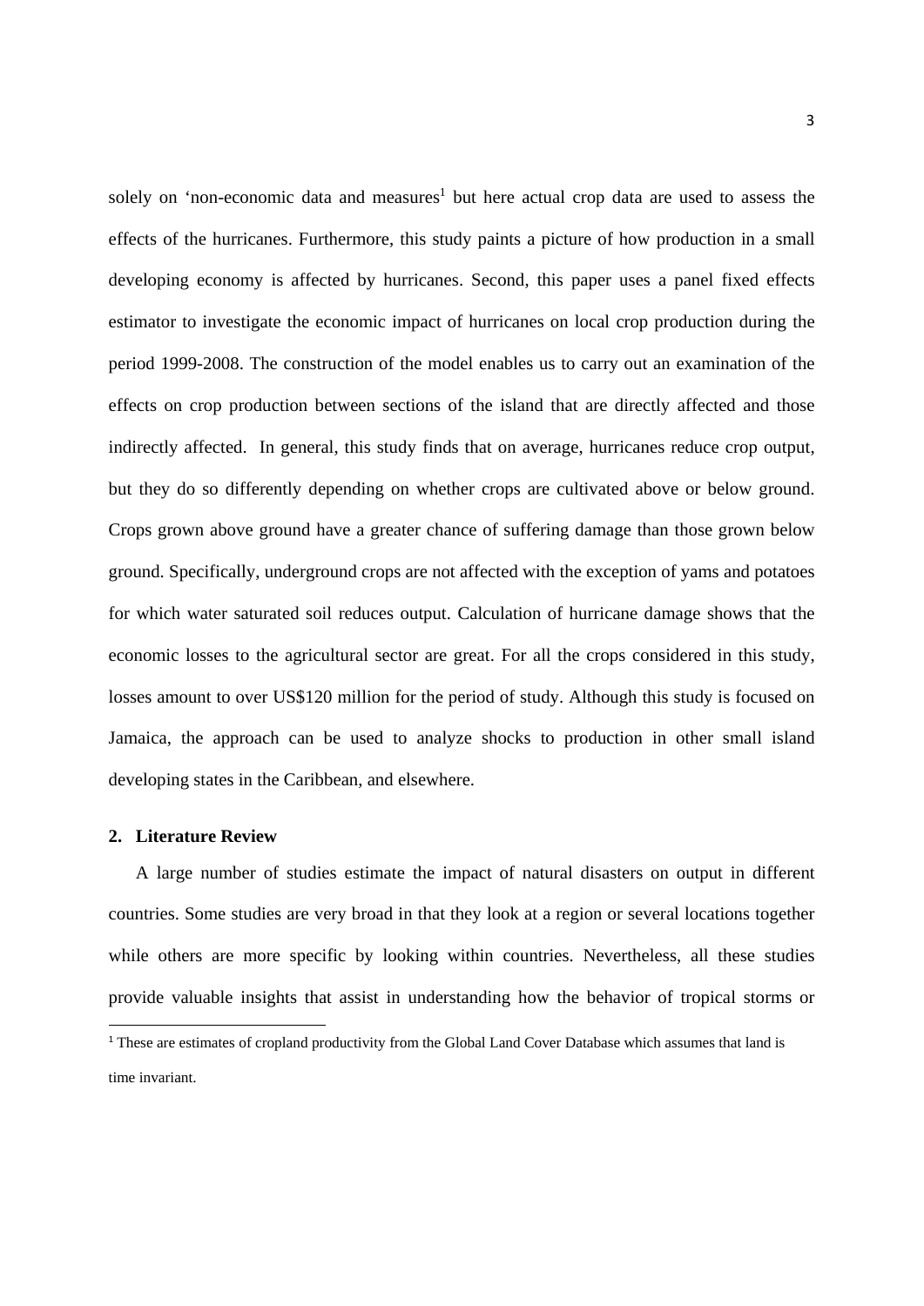solely on 'non-economic data and measures[1] but here actual crop data are used to assess the effects of the hurricanes. Furthermore, this study paints a picture of how production in a small developing economy is affected by hurricanes. Second, this paper uses a panel fixed effects estimator to investigate the economic impact of hurricanes on local crop production during the period 1999-2008. The construction of the model enables us to carry out an examination of the effects on crop production between sections of the island that are directly affected and those indirectly affected. In general, this study finds that on average, hurricanes reduce crop output, but they do so differently depending on whether crops are cultivated above or below ground. Crops grown above ground have a greater chance of suffering damage than those grown below ground. Specifically, underground crops are not affected with the exception of yams and potatoes for which water saturated soil reduces output. Calculation of hurricane damage shows that the economic losses to the agricultural sector are great. For all the crops considered in this study, losses amount to over US$120 million for the period of study. Although this study is focused on Jamaica, the approach can be used to analyze shocks to production in other small island developing states in the Caribbean, and elsewhere.

## 2. Literature Review

A large number of studies estimate the impact of natural disasters on output in different countries. Some studies are very broad in that they look at a region or several locations together while others are more specific by looking within countries. Nevertheless, all these studies provide valuable insights that assist in understanding how the behavior of tropical storms or

[1] These are estimates of cropland productivity from the Global Land Cover Database which assumes that land is time invariant.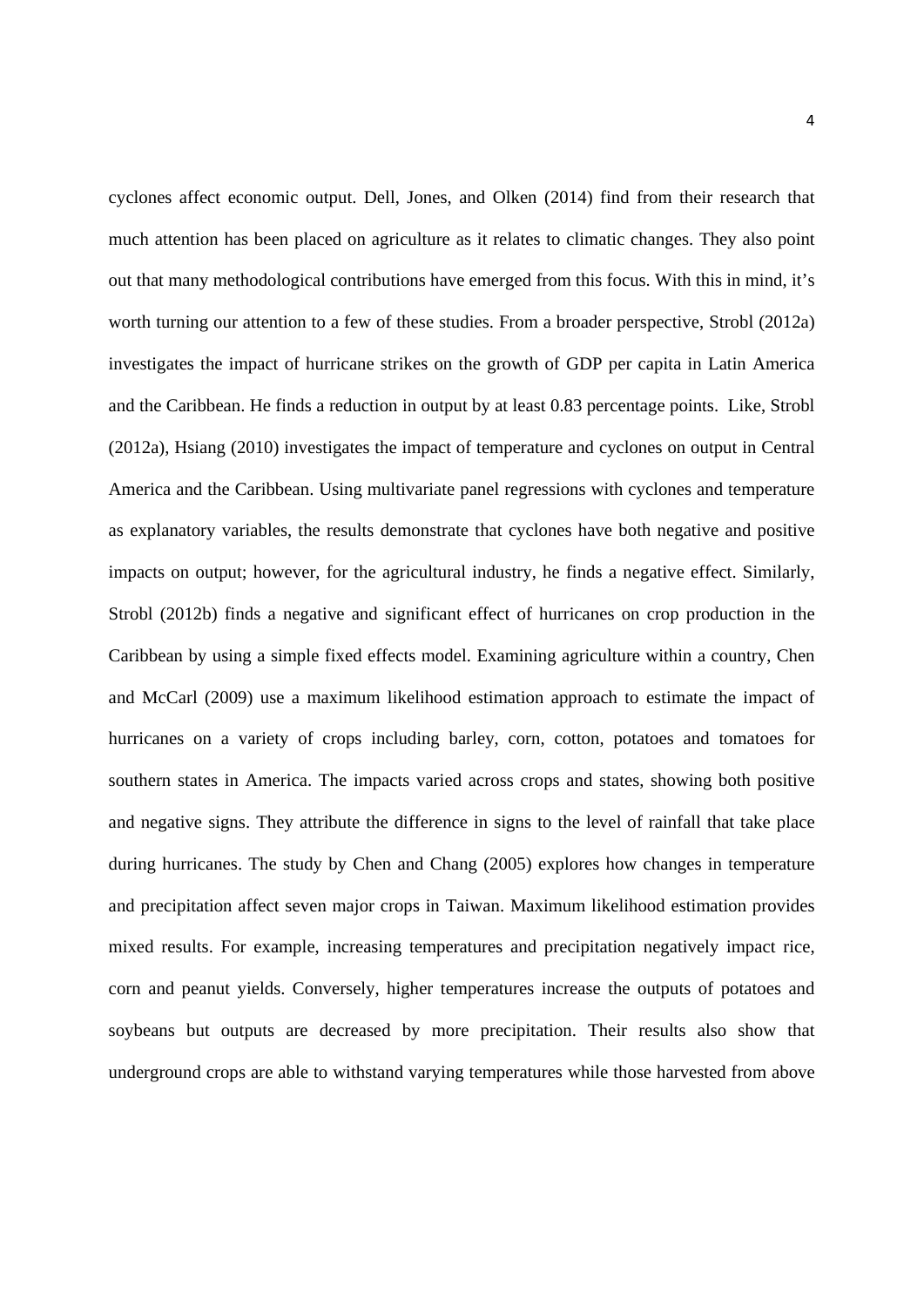cyclones affect economic output. Dell, Jones, and Olken (2014) find from their research that much attention has been placed on agriculture as it relates to climatic changes. They also point out that many methodological contributions have emerged from this focus. With this in mind, it's worth turning our attention to a few of these studies. From a broader perspective, Strobl (2012a) investigates the impact of hurricane strikes on the growth of GDP per capita in Latin America and the Caribbean. He finds a reduction in output by at least 0.83 percentage points. Like, Strobl (2012a), Hsiang (2010) investigates the impact of temperature and cyclones on output in Central America and the Caribbean. Using multivariate panel regressions with cyclones and temperature as explanatory variables, the results demonstrate that cyclones have both negative and positive impacts on output; however, for the agricultural industry, he finds a negative effect. Similarly, Strobl (2012b) finds a negative and significant effect of hurricanes on crop production in the Caribbean by using a simple fixed effects model. Examining agriculture within a country, Chen and McCarl (2009) use a maximum likelihood estimation approach to estimate the impact of hurricanes on a variety of crops including barley, corn, cotton, potatoes and tomatoes for southern states in America. The impacts varied across crops and states, showing both positive and negative signs. They attribute the difference in signs to the level of rainfall that take place during hurricanes. The study by Chen and Chang (2005) explores how changes in temperature and precipitation affect seven major crops in Taiwan. Maximum likelihood estimation provides mixed results. For example, increasing temperatures and precipitation negatively impact rice, corn and peanut yields. Conversely, higher temperatures increase the outputs of potatoes and soybeans but outputs are decreased by more precipitation. Their results also show that underground crops are able to withstand varying temperatures while those harvested from above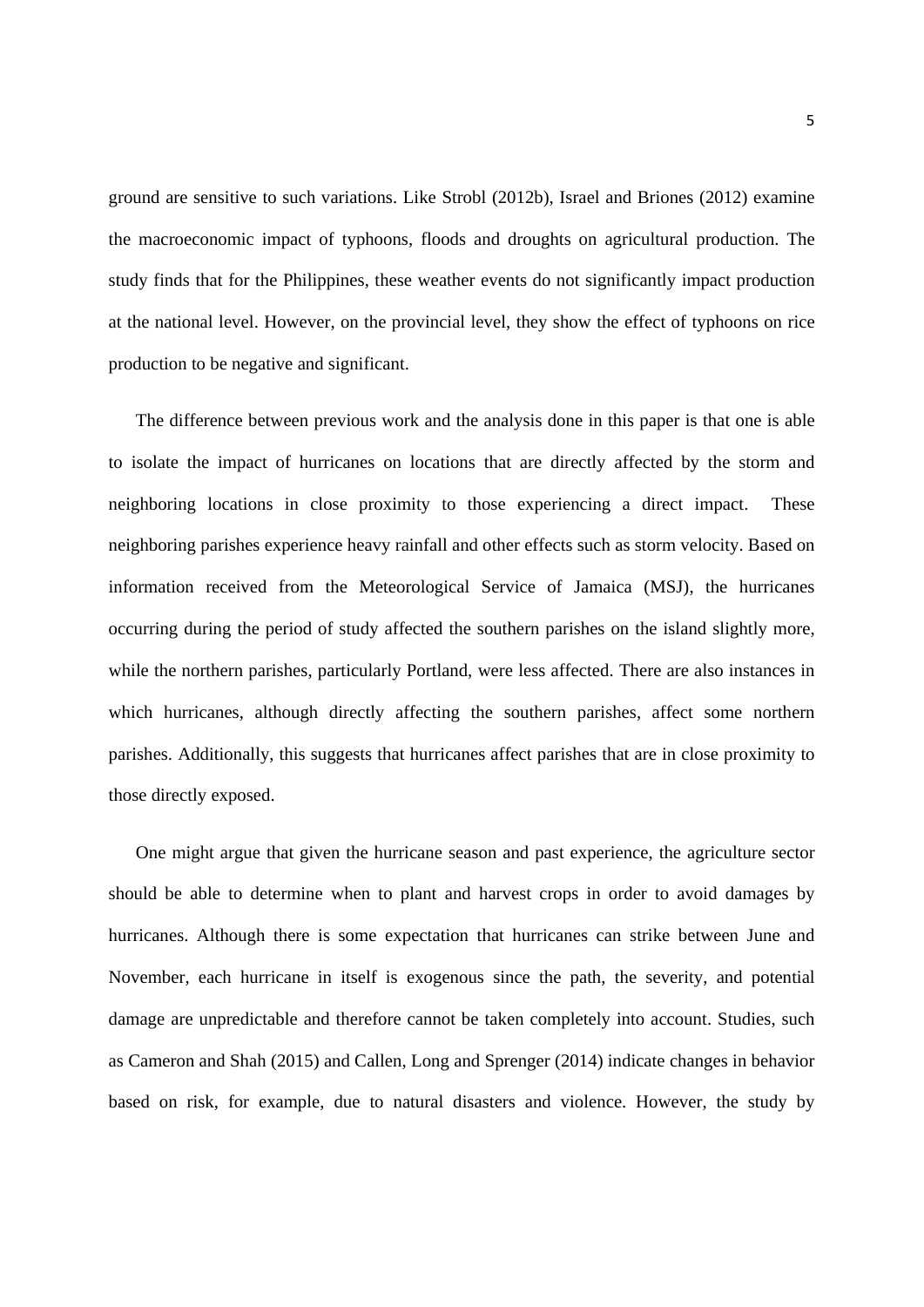ground are sensitive to such variations. Like Strobl (2012b), Israel and Briones (2012) examine the macroeconomic impact of typhoons, floods and droughts on agricultural production. The study finds that for the Philippines, these weather events do not significantly impact production at the national level. However, on the provincial level, they show the effect of typhoons on rice production to be negative and significant.

The difference between previous work and the analysis done in this paper is that one is able to isolate the impact of hurricanes on locations that are directly affected by the storm and neighboring locations in close proximity to those experiencing a direct impact. These neighboring parishes experience heavy rainfall and other effects such as storm velocity. Based on information received from the Meteorological Service of Jamaica (MSJ), the hurricanes occurring during the period of study affected the southern parishes on the island slightly more, while the northern parishes, particularly Portland, were less affected. There are also instances in which hurricanes, although directly affecting the southern parishes, affect some northern parishes. Additionally, this suggests that hurricanes affect parishes that are in close proximity to those directly exposed.

One might argue that given the hurricane season and past experience, the agriculture sector should be able to determine when to plant and harvest crops in order to avoid damages by hurricanes. Although there is some expectation that hurricanes can strike between June and November, each hurricane in itself is exogenous since the path, the severity, and potential damage are unpredictable and therefore cannot be taken completely into account. Studies, such as Cameron and Shah (2015) and Callen, Long and Sprenger (2014) indicate changes in behavior based on risk, for example, due to natural disasters and violence. However, the study by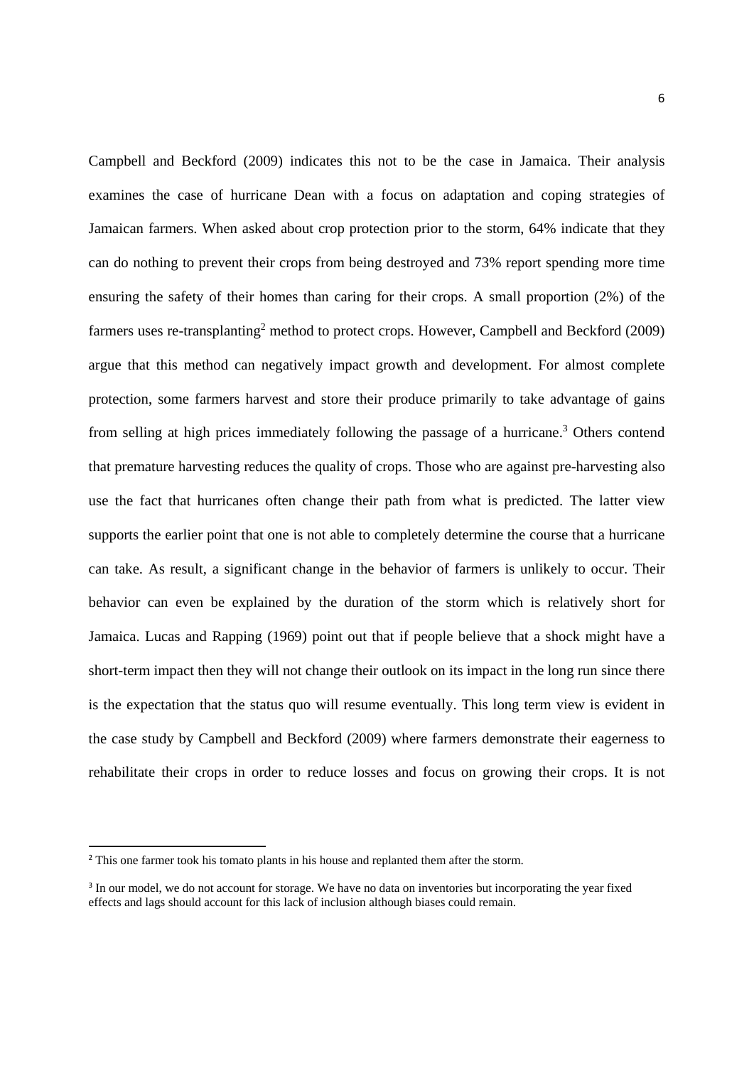Campbell and Beckford (2009) indicates this not to be the case in Jamaica. Their analysis examines the case of hurricane Dean with a focus on adaptation and coping strategies of Jamaican farmers. When asked about crop protection prior to the storm, 64% indicate that they can do nothing to prevent their crops from being destroyed and 73% report spending more time ensuring the safety of their homes than caring for their crops. A small proportion (2%) of the farmers uses re-transplanting[2] method to protect crops. However, Campbell and Beckford (2009) argue that this method can negatively impact growth and development. For almost complete protection, some farmers harvest and store their produce primarily to take advantage of gains from selling at high prices immediately following the passage of a hurricane.[3] Others contend that premature harvesting reduces the quality of crops. Those who are against pre-harvesting also use the fact that hurricanes often change their path from what is predicted. The latter view supports the earlier point that one is not able to completely determine the course that a hurricane can take. As result, a significant change in the behavior of farmers is unlikely to occur. Their behavior can even be explained by the duration of the storm which is relatively short for Jamaica. Lucas and Rapping (1969) point out that if people believe that a shock might have a short-term impact then they will not change their outlook on its impact in the long run since there is the expectation that the status quo will resume eventually. This long term view is evident in the case study by Campbell and Beckford (2009) where farmers demonstrate their eagerness to rehabilitate their crops in order to reduce losses and focus on growing their crops. It is not

[2] This one farmer took his tomato plants in his house and replanted them after the storm.

[3] In our model, we do not account for storage. We have no data on inventories but incorporating the year fixed effects and lags should account for this lack of inclusion although biases could remain.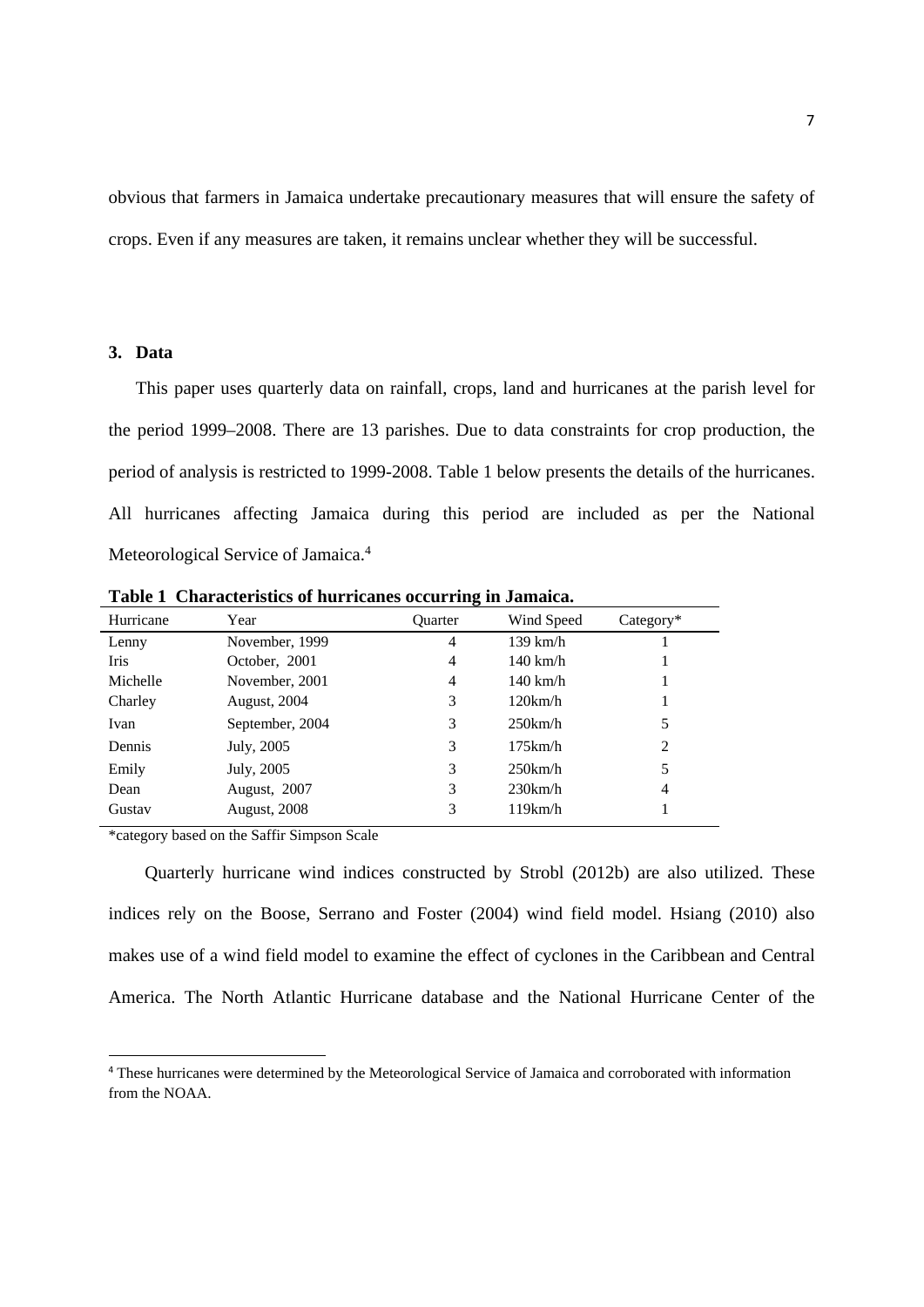obvious that farmers in Jamaica undertake precautionary measures that will ensure the safety of crops. Even if any measures are taken, it remains unclear whether they will be successful.

## 3. Data

This paper uses quarterly data on rainfall, crops, land and hurricanes at the parish level for the period 1999–2008. There are 13 parishes. Due to data constraints for crop production, the period of analysis is restricted to 1999-2008. Table 1 below presents the details of the hurricanes. All hurricanes affecting Jamaica during this period are included as per the National Meteorological Service of Jamaica.[4]

**Table 1 Characteristics of hurricanes occurring in Jamaica.**

| Hurricane | Year | Quarter | Wind Speed | Category* |
|---|---|---|---|---|
| Lenny | November, 1999 | 4 | 139 km/h | 1 |
| Iris | October, 2001 | 4 | 140 km/h | 1 |
| Michelle | November, 2001 | 4 | 140 km/h | 1 |
| Charley | August, 2004 | 3 | 120km/h | 1 |
| Ivan | September, 2004 | 3 | 250km/h | 5 |
| Dennis | July, 2005 | 3 | 175km/h | 2 |
| Emily | July, 2005 | 3 | 250km/h | 5 |
| Dean | August, 2007 | 3 | 230km/h | 4 |
| Gustav | August, 2008 | 3 | 119km/h | 1 |

*category based on the Saffir Simpson Scale

Quarterly hurricane wind indices constructed by Strobl (2012b) are also utilized. These indices rely on the Boose, Serrano and Foster (2004) wind field model. Hsiang (2010) also makes use of a wind field model to examine the effect of cyclones in the Caribbean and Central America. The North Atlantic Hurricane database and the National Hurricane Center of the

[4] These hurricanes were determined by the Meteorological Service of Jamaica and corroborated with information from the NOAA.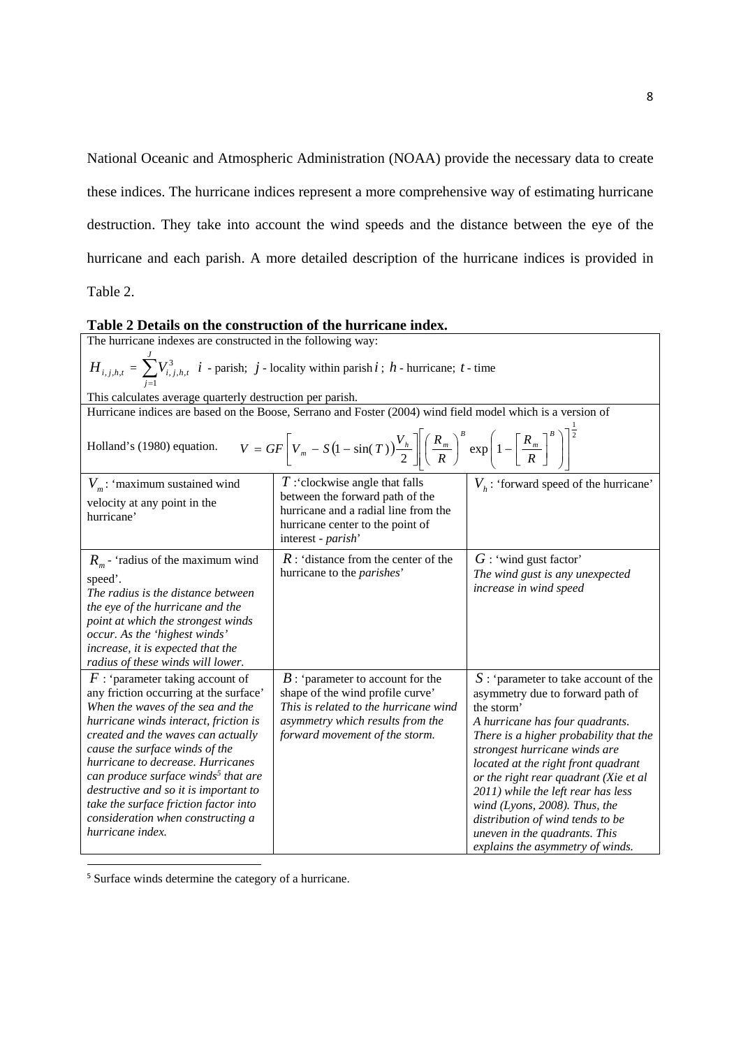National Oceanic and Atmospheric Administration (NOAA) provide the necessary data to create these indices. The hurricane indices represent a more comprehensive way of estimating hurricane destruction. They take into account the wind speeds and the distance between the eye of the hurricane and each parish. A more detailed description of the hurricane indices is provided in Table 2.

**Table 2 Details on the construction of the hurricane index.**

| The hurricane indexes are constructed in the following way: $H_{i,j,h,t} = \sum_{j=1}^{J} V^3_{i,j,h,t}$ $i$ - parish; $j$ - locality within parish $i$; $h$ - hurricane; $t$ - time. This calculates average quarterly destruction per parish. | | |
|---|---|---|
| Hurricane indices are based on the Boose, Serrano and Foster (2004) wind field model which is a version of Holland's (1980) equation. $V = GF\left[V_m - S\left(1-\sin(T)\right)\frac{V_h}{2}\right]\left[\left(\frac{R_m}{R}\right)^B \exp\left(1-\left[\frac{R_m}{R}\right]^B\right)\right]^{\frac{1}{2}}$ | | |
| $V_m$: 'maximum sustained wind velocity at any point in the hurricane' | $T$: 'clockwise angle that falls between the forward path of the hurricane and a radial line from the hurricane center to the point of interest - *parish*' | $V_h$: 'forward speed of the hurricane' |
| $R_m$ - 'radius of the maximum wind speed'. *The radius is the distance between the eye of the hurricane and the point at which the strongest winds occur. As the 'highest winds' increase, it is expected that the radius of these winds will lower.* | $R$: 'distance from the center of the hurricane to the *parishes*' | $G$: 'wind gust factor' *The wind gust is any unexpected increase in wind speed* |
| $F$: 'parameter taking account of any friction occurring at the surface' *When the waves of the sea and the hurricane winds interact, friction is created and the waves can actually cause the surface winds of the hurricane to decrease. Hurricanes can produce surface winds[5] that are destructive and so it is important to take the surface friction factor into consideration when constructing a hurricane index.* | $B$: 'parameter to account for the shape of the wind profile curve' *This is related to the hurricane wind asymmetry which results from the forward movement of the storm.* | $S$: 'parameter to take account of the asymmetry due to forward path of the storm' *A hurricane has four quadrants. There is a higher probability that the strongest hurricane winds are located at the right front quadrant or the right rear quadrant (Xie et al 2011) while the left rear has less wind (Lyons, 2008). Thus, the distribution of wind tends to be uneven in the quadrants. This explains the asymmetry of winds.* |

[5] Surface winds determine the category of a hurricane.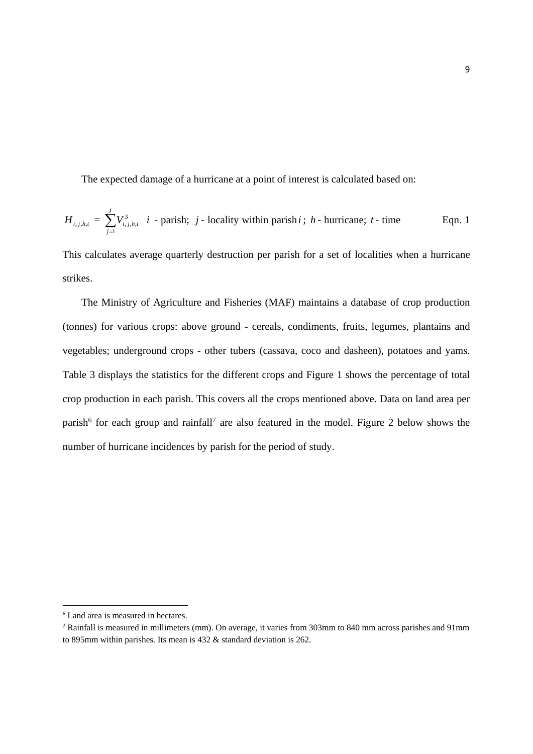The expected damage of a hurricane at a point of interest is calculated based on:

$$H_{i,j,h,t} = \sum_{j=1}^{J} V_{i,j,h,t}^{3} \quad i \text{ - parish; } j \text{ - locality within parish } i\text{; } h \text{ - hurricane; } t \text{ - time} \qquad \text{Eqn. 1}$$

This calculates average quarterly destruction per parish for a set of localities when a hurricane strikes.

The Ministry of Agriculture and Fisheries (MAF) maintains a database of crop production (tonnes) for various crops: above ground - cereals, condiments, fruits, legumes, plantains and vegetables; underground crops - other tubers (cassava, coco and dasheen), potatoes and yams. Table 3 displays the statistics for the different crops and Figure 1 shows the percentage of total crop production in each parish. This covers all the crops mentioned above. Data on land area per parish[6] for each group and rainfall[7] are also featured in the model. Figure 2 below shows the number of hurricane incidences by parish for the period of study.

---

[6] Land area is measured in hectares.

[7] Rainfall is measured in millimeters (mm). On average, it varies from 303mm to 840 mm across parishes and 91mm to 895mm within parishes. Its mean is 432 & standard deviation is 262.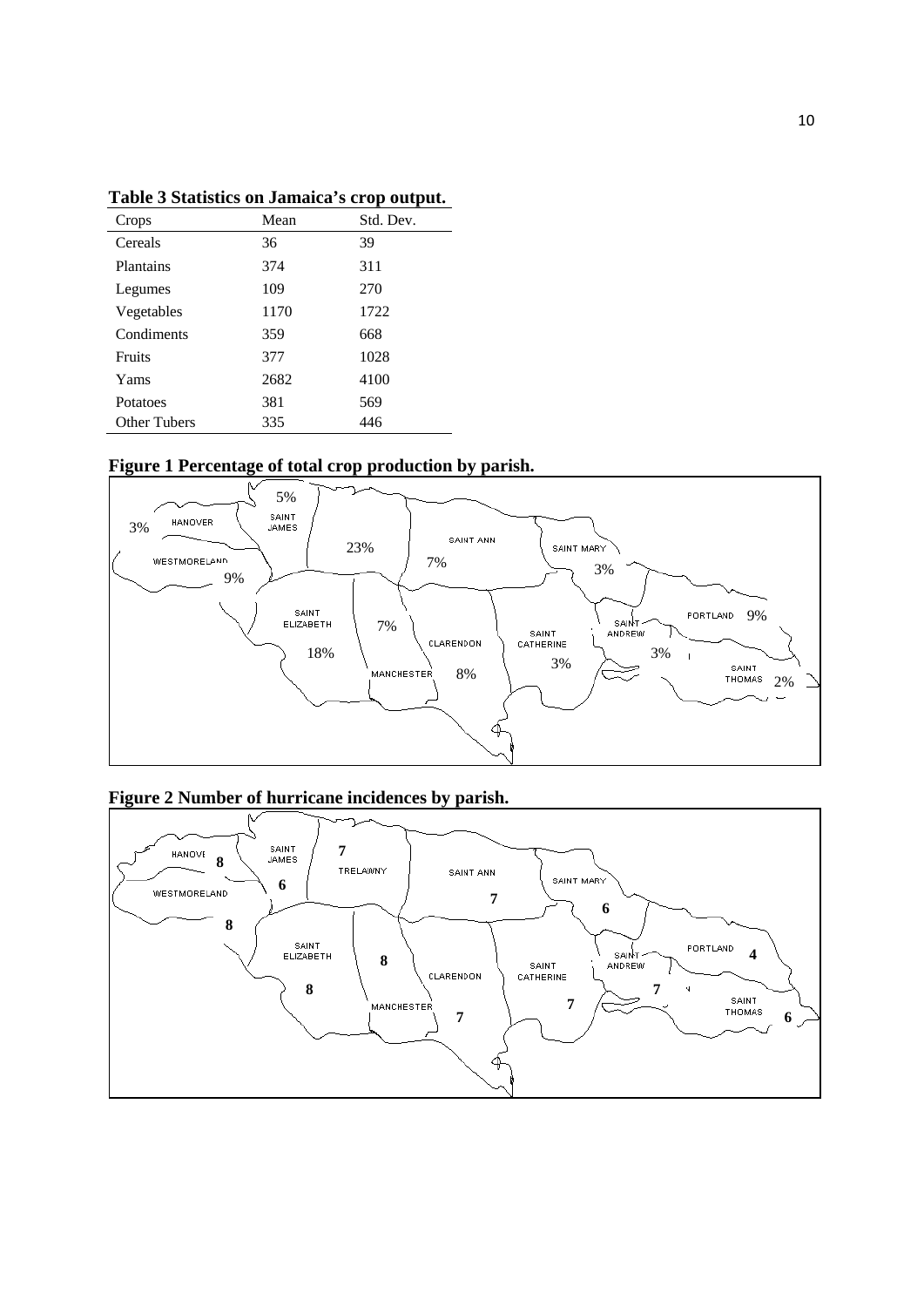**Table 3 Statistics on Jamaica's crop output.**

| Crops | Mean | Std. Dev. |
|---|---|---|
| Cereals | 36 | 39 |
| Plantains | 374 | 311 |
| Legumes | 109 | 270 |
| Vegetables | 1170 | 1722 |
| Condiments | 359 | 668 |
| Fruits | 377 | 1028 |
| Yams | 2682 | 4100 |
| Potatoes | 381 | 569 |
| Other Tubers | 335 | 446 |

**Figure 1 Percentage of total crop production by parish.**

**Figure 2 Number of hurricane incidences by parish.**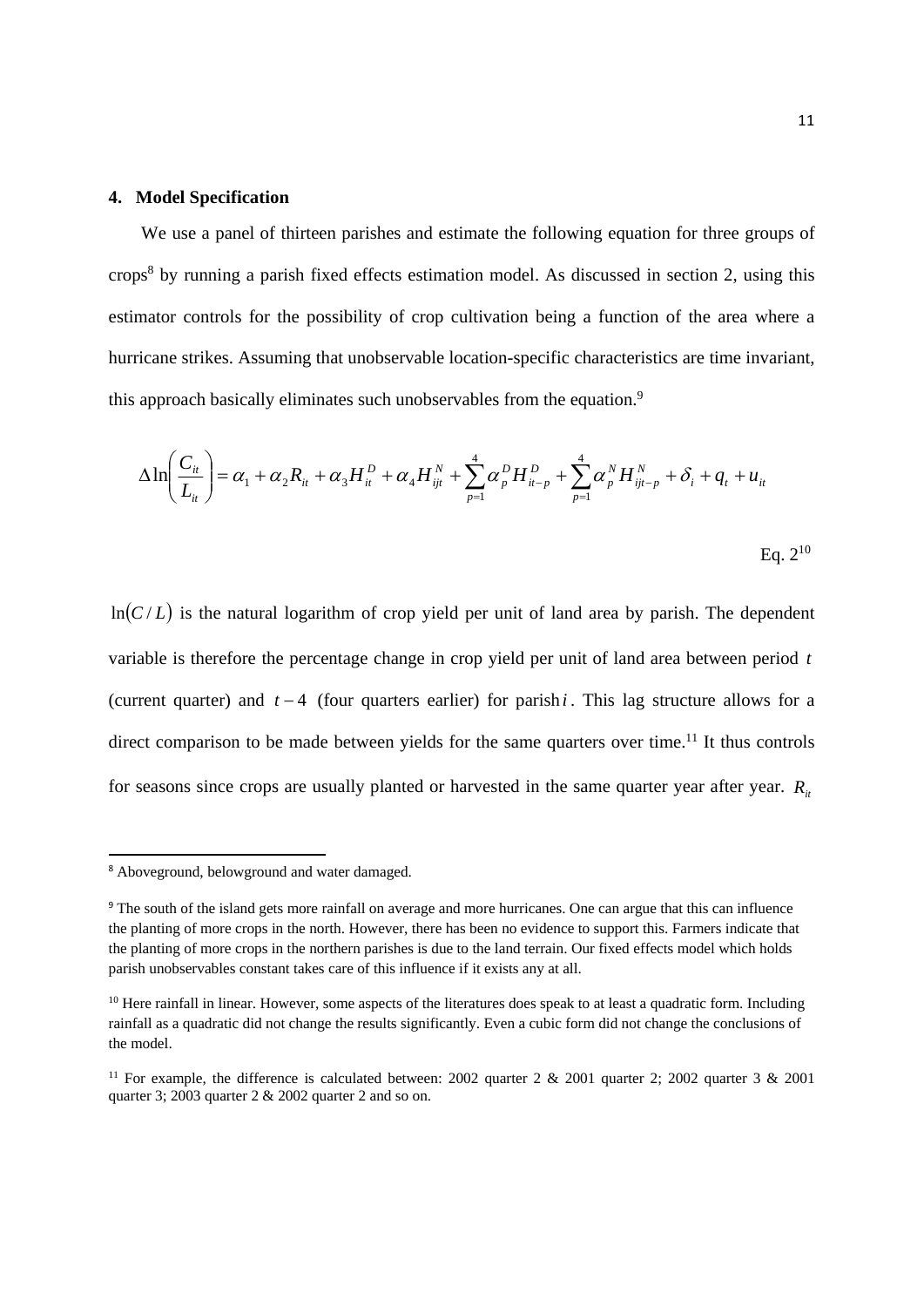## 4. Model Specification

We use a panel of thirteen parishes and estimate the following equation for three groups of crops[8] by running a parish fixed effects estimation model. As discussed in section 2, using this estimator controls for the possibility of crop cultivation being a function of the area where a hurricane strikes. Assuming that unobservable location-specific characteristics are time invariant, this approach basically eliminates such unobservables from the equation.[9]

$$\Delta \ln\left(\frac{C_{it}}{L_{it}}\right) = \alpha_1 + \alpha_2 R_{it} + \alpha_3 H_{it}^{D} + \alpha_4 H_{ijt}^{N} + \sum_{p=1}^{4} \alpha_p^{D} H_{it-p}^{D} + \sum_{p=1}^{4} \alpha_p^{N} H_{ijt-p}^{N} + \delta_i + q_t + u_{it}$$

Eq. 2[10]

$\ln(C/L)$ is the natural logarithm of crop yield per unit of land area by parish. The dependent variable is therefore the percentage change in crop yield per unit of land area between period $t$ (current quarter) and $t-4$ (four quarters earlier) for parish $i$. This lag structure allows for a direct comparison to be made between yields for the same quarters over time.[11] It thus controls for seasons since crops are usually planted or harvested in the same quarter year after year. $R_{it}$

---

[8] Aboveground, belowground and water damaged.

[9] The south of the island gets more rainfall on average and more hurricanes. One can argue that this can influence the planting of more crops in the north. However, there has been no evidence to support this. Farmers indicate that the planting of more crops in the northern parishes is due to the land terrain. Our fixed effects model which holds parish unobservables constant takes care of this influence if it exists any at all.

[10] Here rainfall in linear. However, some aspects of the literatures does speak to at least a quadratic form. Including rainfall as a quadratic did not change the results significantly. Even a cubic form did not change the conclusions of the model.

[11] For example, the difference is calculated between: 2002 quarter 2 & 2001 quarter 2; 2002 quarter 3 & 2001 quarter 3; 2003 quarter 2 & 2002 quarter 2 and so on.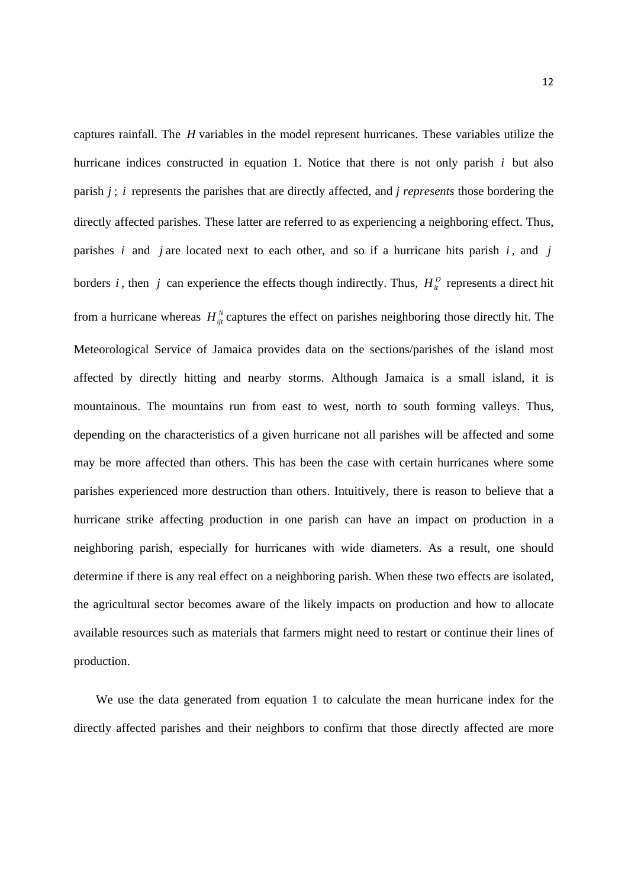captures rainfall. The $H$ variables in the model represent hurricanes. These variables utilize the hurricane indices constructed in equation 1. Notice that there is not only parish $i$ but also parish $j$; $i$ represents the parishes that are directly affected, and *j represents* those bordering the directly affected parishes. These latter are referred to as experiencing a neighboring effect. Thus, parishes $i$ and $j$ are located next to each other, and so if a hurricane hits parish $i$, and $j$ borders $i$, then $j$ can experience the effects though indirectly. Thus, $H_{it}^{D}$ represents a direct hit from a hurricane whereas $H_{ijt}^{N}$ captures the effect on parishes neighboring those directly hit. The Meteorological Service of Jamaica provides data on the sections/parishes of the island most affected by directly hitting and nearby storms. Although Jamaica is a small island, it is mountainous. The mountains run from east to west, north to south forming valleys. Thus, depending on the characteristics of a given hurricane not all parishes will be affected and some may be more affected than others. This has been the case with certain hurricanes where some parishes experienced more destruction than others. Intuitively, there is reason to believe that a hurricane strike affecting production in one parish can have an impact on production in a neighboring parish, especially for hurricanes with wide diameters. As a result, one should determine if there is any real effect on a neighboring parish. When these two effects are isolated, the agricultural sector becomes aware of the likely impacts on production and how to allocate available resources such as materials that farmers might need to restart or continue their lines of production.

We use the data generated from equation 1 to calculate the mean hurricane index for the directly affected parishes and their neighbors to confirm that those directly affected are more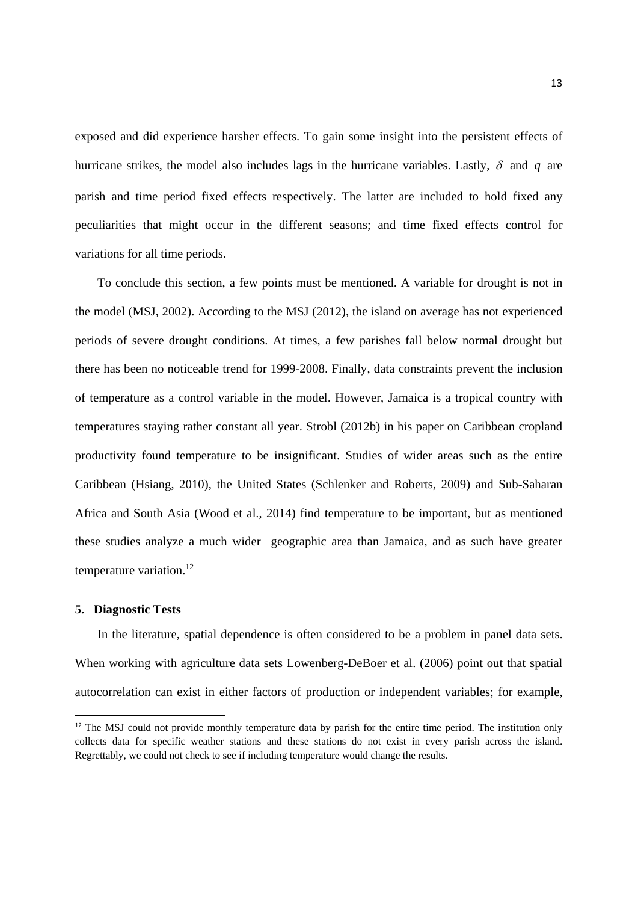exposed and did experience harsher effects. To gain some insight into the persistent effects of hurricane strikes, the model also includes lags in the hurricane variables. Lastly, $\delta$ and $q$ are parish and time period fixed effects respectively. The latter are included to hold fixed any peculiarities that might occur in the different seasons; and time fixed effects control for variations for all time periods.

To conclude this section, a few points must be mentioned. A variable for drought is not in the model (MSJ, 2002). According to the MSJ (2012), the island on average has not experienced periods of severe drought conditions. At times, a few parishes fall below normal drought but there has been no noticeable trend for 1999-2008. Finally, data constraints prevent the inclusion of temperature as a control variable in the model. However, Jamaica is a tropical country with temperatures staying rather constant all year. Strobl (2012b) in his paper on Caribbean cropland productivity found temperature to be insignificant. Studies of wider areas such as the entire Caribbean (Hsiang, 2010), the United States (Schlenker and Roberts, 2009) and Sub-Saharan Africa and South Asia (Wood et al., 2014) find temperature to be important, but as mentioned these studies analyze a much wider geographic area than Jamaica, and as such have greater temperature variation.[12]

## 5. Diagnostic Tests

In the literature, spatial dependence is often considered to be a problem in panel data sets. When working with agriculture data sets Lowenberg-DeBoer et al. (2006) point out that spatial autocorrelation can exist in either factors of production or independent variables; for example,

[12] The MSJ could not provide monthly temperature data by parish for the entire time period. The institution only collects data for specific weather stations and these stations do not exist in every parish across the island. Regrettably, we could not check to see if including temperature would change the results.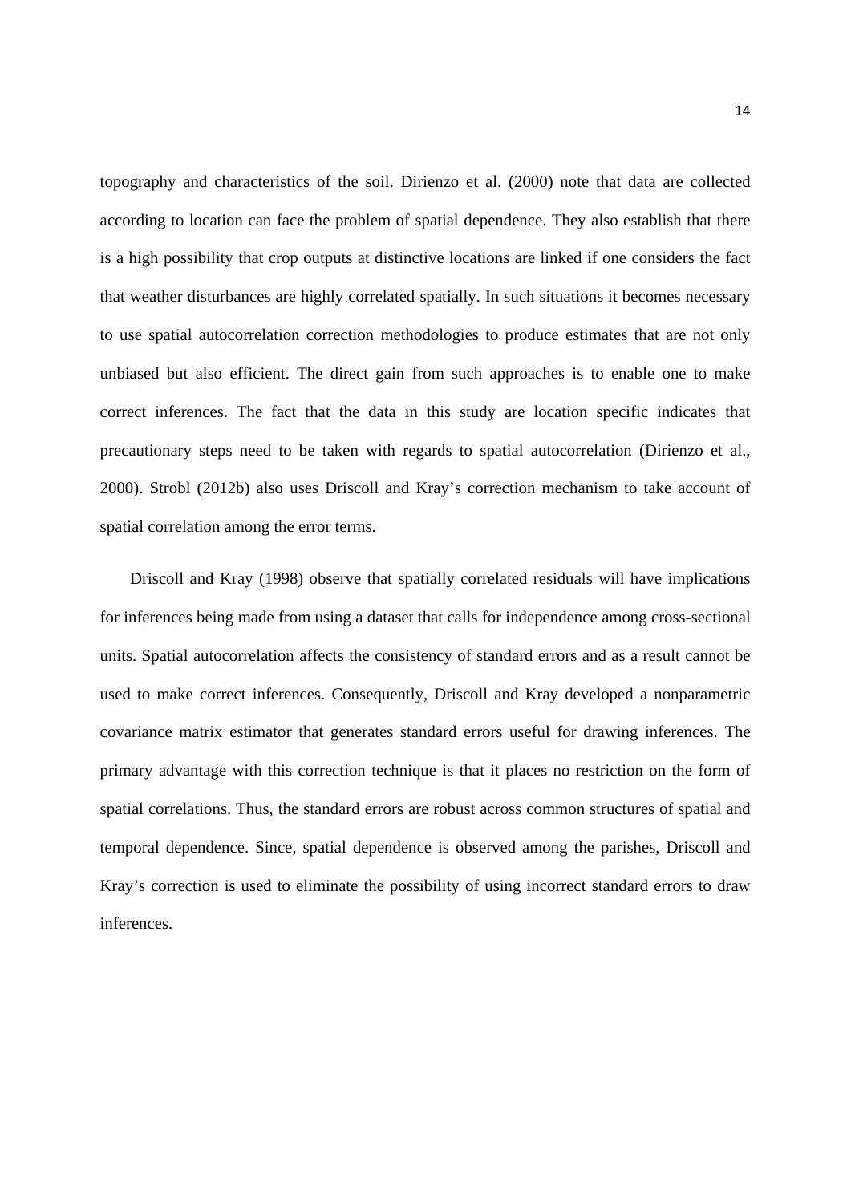topography and characteristics of the soil. Dirienzo et al. (2000) note that data are collected according to location can face the problem of spatial dependence. They also establish that there is a high possibility that crop outputs at distinctive locations are linked if one considers the fact that weather disturbances are highly correlated spatially. In such situations it becomes necessary to use spatial autocorrelation correction methodologies to produce estimates that are not only unbiased but also efficient. The direct gain from such approaches is to enable one to make correct inferences. The fact that the data in this study are location specific indicates that precautionary steps need to be taken with regards to spatial autocorrelation (Dirienzo et al., 2000). Strobl (2012b) also uses Driscoll and Kray's correction mechanism to take account of spatial correlation among the error terms.

Driscoll and Kray (1998) observe that spatially correlated residuals will have implications for inferences being made from using a dataset that calls for independence among cross-sectional units. Spatial autocorrelation affects the consistency of standard errors and as a result cannot be used to make correct inferences. Consequently, Driscoll and Kray developed a nonparametric covariance matrix estimator that generates standard errors useful for drawing inferences. The primary advantage with this correction technique is that it places no restriction on the form of spatial correlations. Thus, the standard errors are robust across common structures of spatial and temporal dependence. Since, spatial dependence is observed among the parishes, Driscoll and Kray's correction is used to eliminate the possibility of using incorrect standard errors to draw inferences.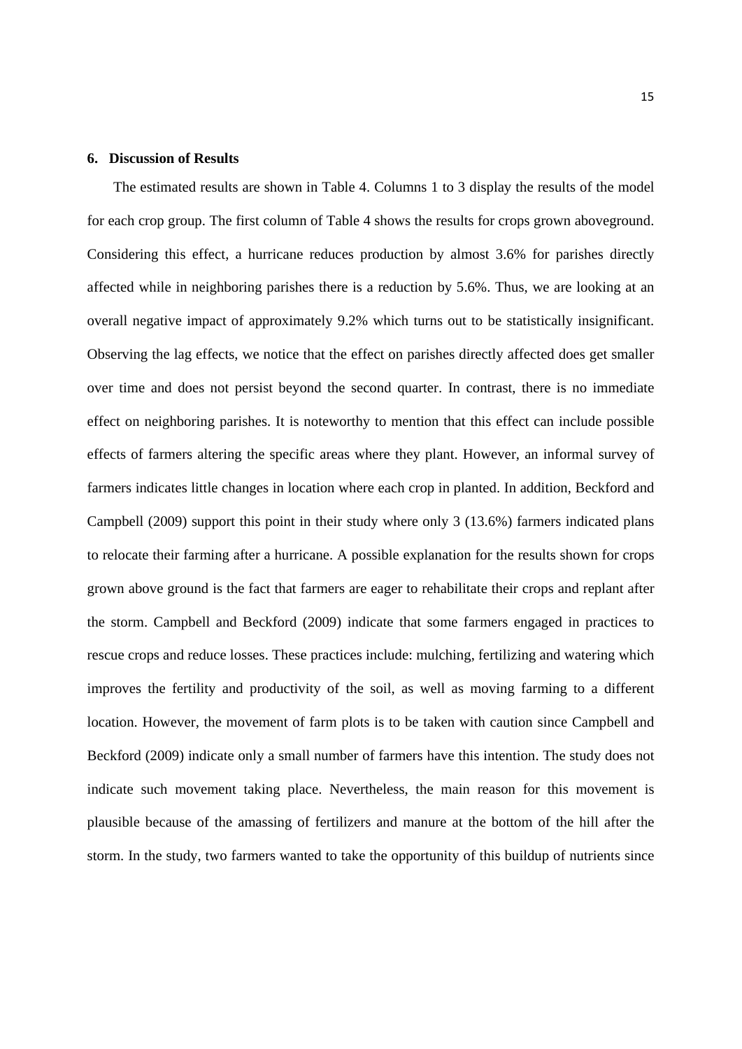## 6. Discussion of Results

The estimated results are shown in Table 4. Columns 1 to 3 display the results of the model for each crop group. The first column of Table 4 shows the results for crops grown aboveground. Considering this effect, a hurricane reduces production by almost 3.6% for parishes directly affected while in neighboring parishes there is a reduction by 5.6%. Thus, we are looking at an overall negative impact of approximately 9.2% which turns out to be statistically insignificant. Observing the lag effects, we notice that the effect on parishes directly affected does get smaller over time and does not persist beyond the second quarter. In contrast, there is no immediate effect on neighboring parishes. It is noteworthy to mention that this effect can include possible effects of farmers altering the specific areas where they plant. However, an informal survey of farmers indicates little changes in location where each crop in planted. In addition, Beckford and Campbell (2009) support this point in their study where only 3 (13.6%) farmers indicated plans to relocate their farming after a hurricane. A possible explanation for the results shown for crops grown above ground is the fact that farmers are eager to rehabilitate their crops and replant after the storm. Campbell and Beckford (2009) indicate that some farmers engaged in practices to rescue crops and reduce losses. These practices include: mulching, fertilizing and watering which improves the fertility and productivity of the soil, as well as moving farming to a different location. However, the movement of farm plots is to be taken with caution since Campbell and Beckford (2009) indicate only a small number of farmers have this intention. The study does not indicate such movement taking place. Nevertheless, the main reason for this movement is plausible because of the amassing of fertilizers and manure at the bottom of the hill after the storm. In the study, two farmers wanted to take the opportunity of this buildup of nutrients since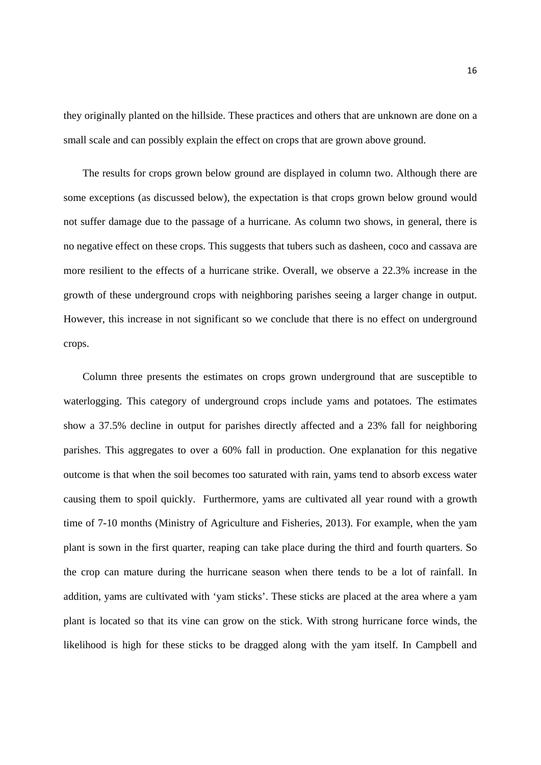they originally planted on the hillside. These practices and others that are unknown are done on a small scale and can possibly explain the effect on crops that are grown above ground.

The results for crops grown below ground are displayed in column two. Although there are some exceptions (as discussed below), the expectation is that crops grown below ground would not suffer damage due to the passage of a hurricane. As column two shows, in general, there is no negative effect on these crops. This suggests that tubers such as dasheen, coco and cassava are more resilient to the effects of a hurricane strike. Overall, we observe a 22.3% increase in the growth of these underground crops with neighboring parishes seeing a larger change in output. However, this increase in not significant so we conclude that there is no effect on underground crops.

Column three presents the estimates on crops grown underground that are susceptible to waterlogging. This category of underground crops include yams and potatoes. The estimates show a 37.5% decline in output for parishes directly affected and a 23% fall for neighboring parishes. This aggregates to over a 60% fall in production. One explanation for this negative outcome is that when the soil becomes too saturated with rain, yams tend to absorb excess water causing them to spoil quickly.  Furthermore, yams are cultivated all year round with a growth time of 7-10 months (Ministry of Agriculture and Fisheries, 2013). For example, when the yam plant is sown in the first quarter, reaping can take place during the third and fourth quarters. So the crop can mature during the hurricane season when there tends to be a lot of rainfall. In addition, yams are cultivated with 'yam sticks'. These sticks are placed at the area where a yam plant is located so that its vine can grow on the stick. With strong hurricane force winds, the likelihood is high for these sticks to be dragged along with the yam itself. In Campbell and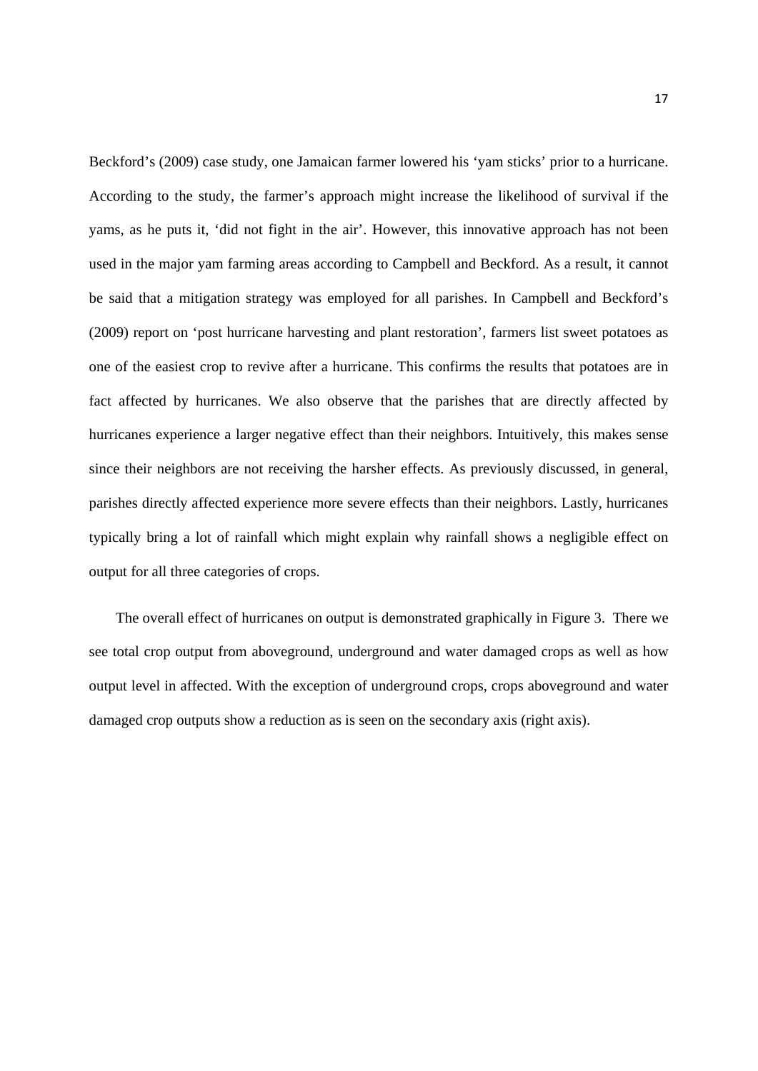Beckford's (2009) case study, one Jamaican farmer lowered his 'yam sticks' prior to a hurricane. According to the study, the farmer's approach might increase the likelihood of survival if the yams, as he puts it, 'did not fight in the air'. However, this innovative approach has not been used in the major yam farming areas according to Campbell and Beckford. As a result, it cannot be said that a mitigation strategy was employed for all parishes. In Campbell and Beckford's (2009) report on 'post hurricane harvesting and plant restoration', farmers list sweet potatoes as one of the easiest crop to revive after a hurricane. This confirms the results that potatoes are in fact affected by hurricanes. We also observe that the parishes that are directly affected by hurricanes experience a larger negative effect than their neighbors. Intuitively, this makes sense since their neighbors are not receiving the harsher effects. As previously discussed, in general, parishes directly affected experience more severe effects than their neighbors. Lastly, hurricanes typically bring a lot of rainfall which might explain why rainfall shows a negligible effect on output for all three categories of crops.

The overall effect of hurricanes on output is demonstrated graphically in Figure 3. There we see total crop output from aboveground, underground and water damaged crops as well as how output level in affected. With the exception of underground crops, crops aboveground and water damaged crop outputs show a reduction as is seen on the secondary axis (right axis).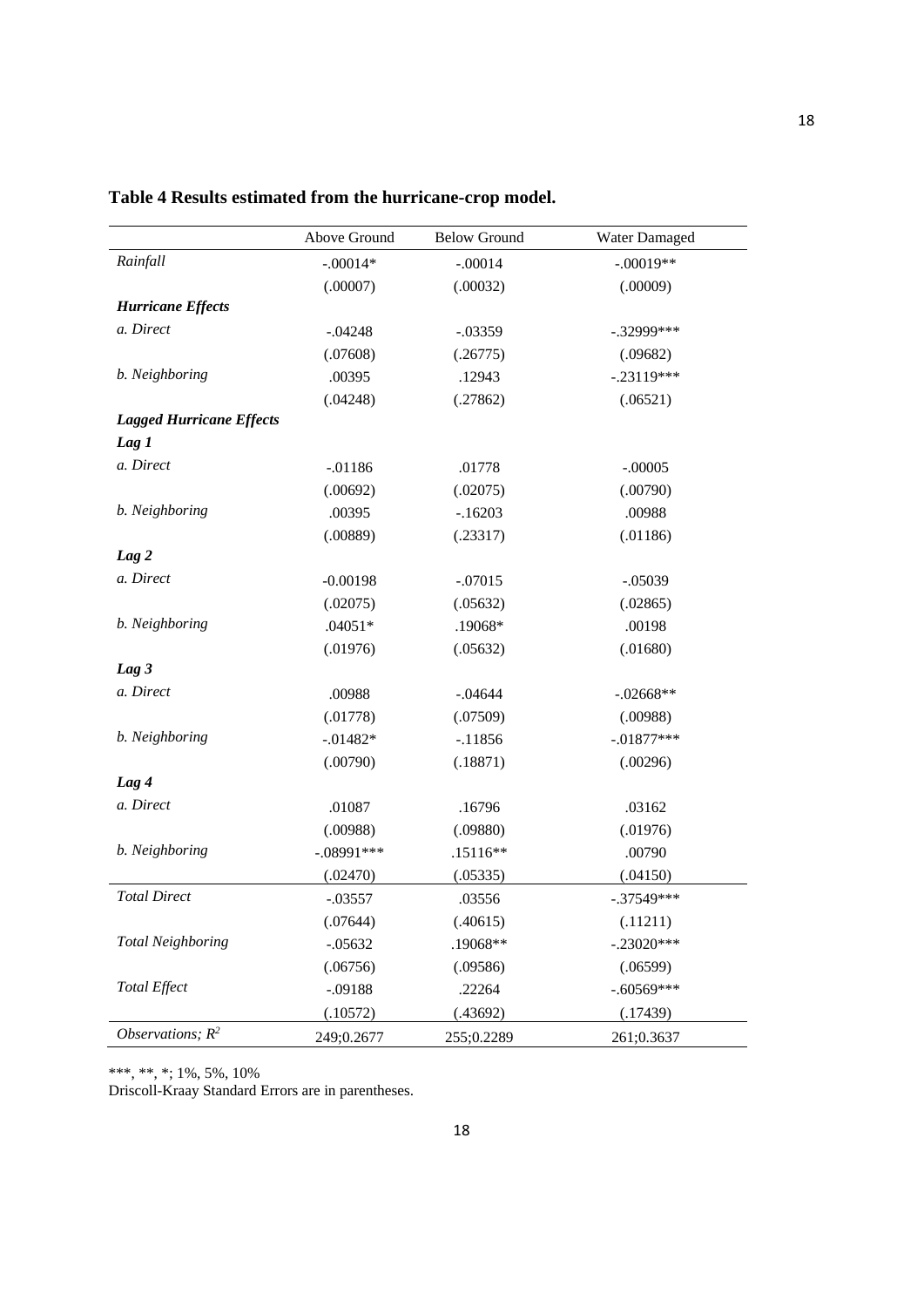**Table 4 Results estimated from the hurricane-crop model.**

| | Above Ground | Below Ground | Water Damaged |
|---|---|---|---|
| *Rainfall* | -.00014* | -.00014 | -.00019** |
| | (.00007) | (.00032) | (.00009) |
| ***Hurricane Effects*** | | | |
| *a. Direct* | -.04248 | -.03359 | -.32999*** |
| | (.07608) | (.26775) | (.09682) |
| *b. Neighboring* | .00395 | .12943 | -.23119*** |
| | (.04248) | (.27862) | (.06521) |
| ***Lagged Hurricane Effects*** | | | |
| ***Lag 1*** | | | |
| *a. Direct* | -.01186 | .01778 | -.00005 |
| | (.00692) | (.02075) | (.00790) |
| *b. Neighboring* | .00395 | -.16203 | .00988 |
| | (.00889) | (.23317) | (.01186) |
| ***Lag 2*** | | | |
| *a. Direct* | -0.00198 | -.07015 | -.05039 |
| | (.02075) | (.05632) | (.02865) |
| *b. Neighboring* | .04051* | .19068* | .00198 |
| | (.01976) | (.05632) | (.01680) |
| ***Lag 3*** | | | |
| *a. Direct* | .00988 | -.04644 | -.02668** |
| | (.01778) | (.07509) | (.00988) |
| *b. Neighboring* | -.01482* | -.11856 | -.01877*** |
| | (.00790) | (.18871) | (.00296) |
| ***Lag 4*** | | | |
| *a. Direct* | .01087 | .16796 | .03162 |
| | (.00988) | (.09880) | (.01976) |
| *b. Neighboring* | -.08991*** | .15116** | .00790 |
| | (.02470) | (.05335) | (.04150) |
| *Total Direct* | -.03557 | .03556 | -.37549*** |
| | (.07644) | (.40615) | (.11211) |
| *Total Neighboring* | -.05632 | .19068** | -.23020*** |
| | (.06756) | (.09586) | (.06599) |
| *Total Effect* | -.09188 | .22264 | -.60569*** |
| | (.10572) | (.43692) | (.17439) |
| *Observations; $R^2$* | 249;0.2677 | 255;0.2289 | 261;0.3637 |

***, **, *; 1%, 5%, 10%

Driscoll-Kraay Standard Errors are in parentheses.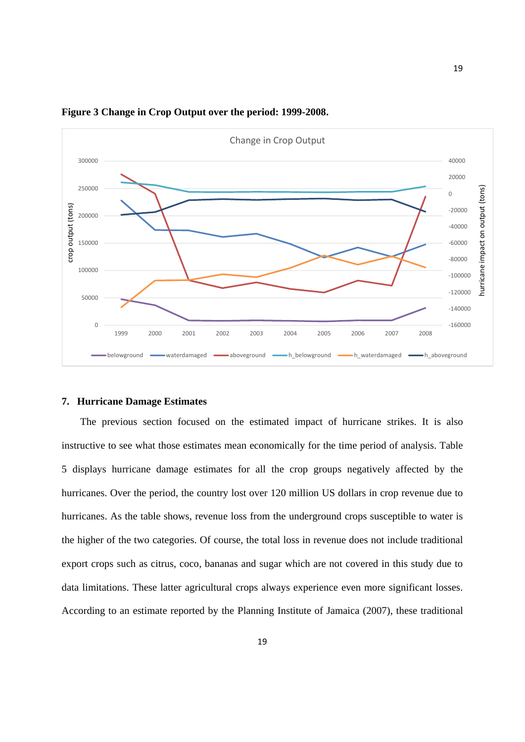**Figure 3 Change in Crop Output over the period: 1999-2008.**

## 7. Hurricane Damage Estimates

The previous section focused on the estimated impact of hurricane strikes. It is also instructive to see what those estimates mean economically for the time period of analysis. Table 5 displays hurricane damage estimates for all the crop groups negatively affected by the hurricanes. Over the period, the country lost over 120 million US dollars in crop revenue due to hurricanes. As the table shows, revenue loss from the underground crops susceptible to water is the higher of the two categories. Of course, the total loss in revenue does not include traditional export crops such as citrus, coco, bananas and sugar which are not covered in this study due to data limitations. These latter agricultural crops always experience even more significant losses. According to an estimate reported by the Planning Institute of Jamaica (2007), these traditional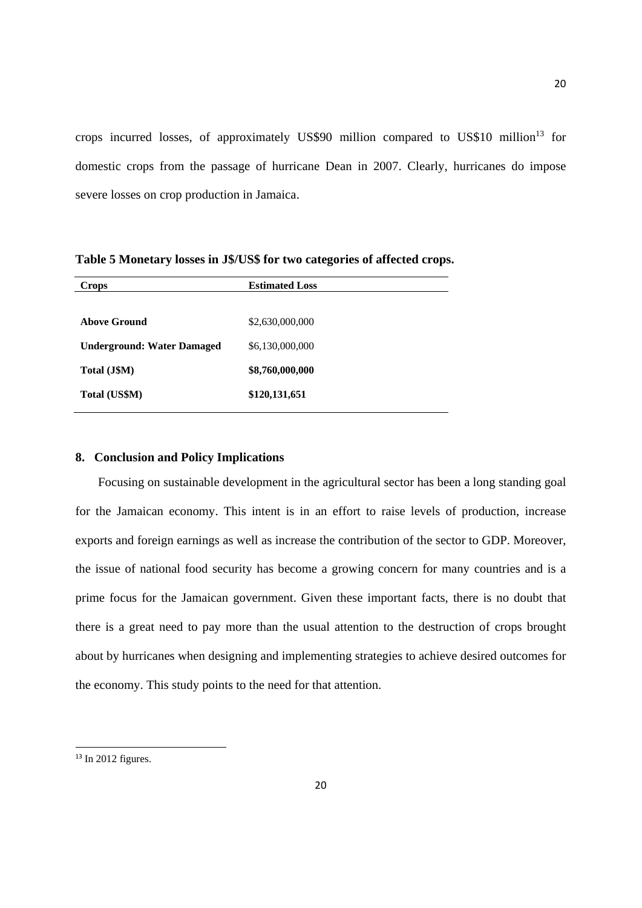crops incurred losses, of approximately US$90 million compared to US$10 million[13] for domestic crops from the passage of hurricane Dean in 2007. Clearly, hurricanes do impose severe losses on crop production in Jamaica.

**Table 5 Monetary losses in J$/US$ for two categories of affected crops.**

| Crops | Estimated Loss |
|---|---|
| **Above Ground** | $2,630,000,000 |
| **Underground: Water Damaged** | $6,130,000,000 |
| **Total (J$M)** | **$8,760,000,000** |
| **Total (US$M)** | **$120,131,651** |

## 8. Conclusion and Policy Implications

Focusing on sustainable development in the agricultural sector has been a long standing goal for the Jamaican economy. This intent is in an effort to raise levels of production, increase exports and foreign earnings as well as increase the contribution of the sector to GDP. Moreover, the issue of national food security has become a growing concern for many countries and is a prime focus for the Jamaican government. Given these important facts, there is no doubt that there is a great need to pay more than the usual attention to the destruction of crops brought about by hurricanes when designing and implementing strategies to achieve desired outcomes for the economy. This study points to the need for that attention.

[13] In 2012 figures.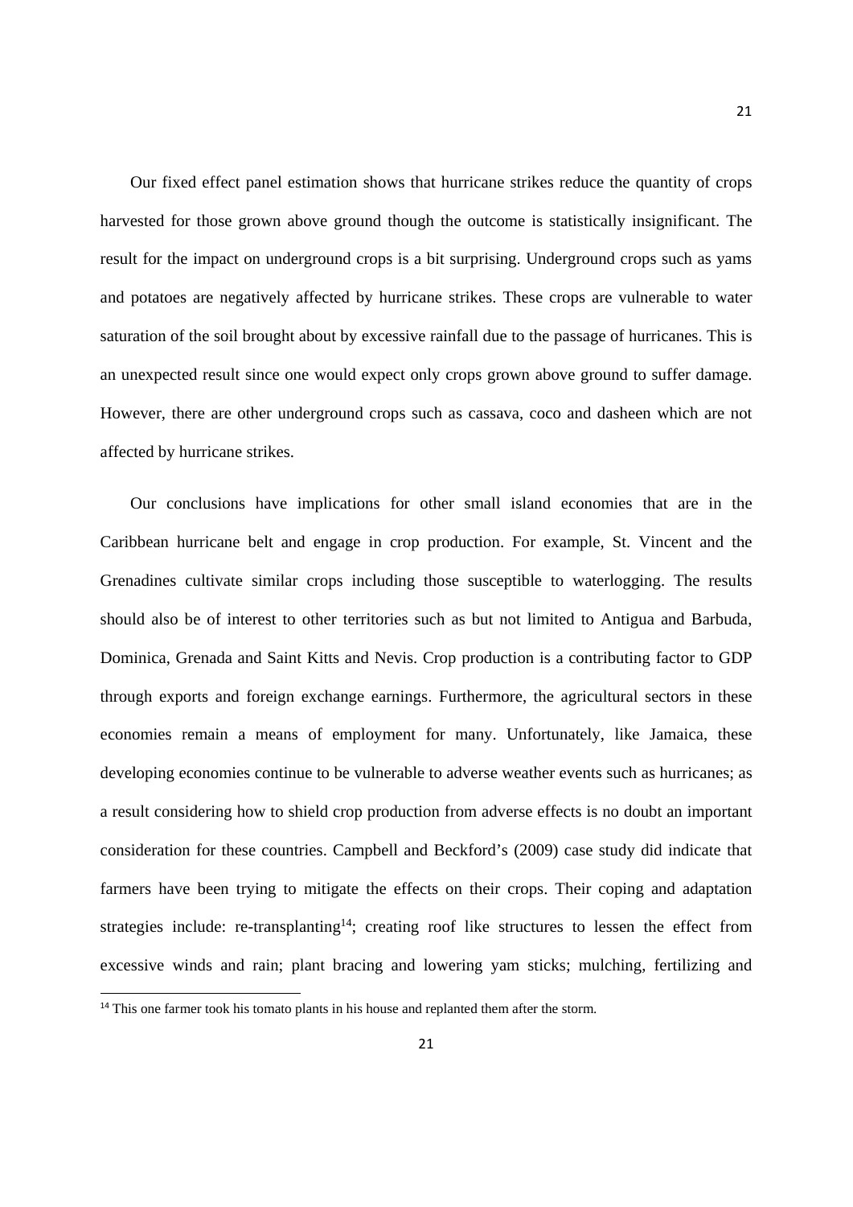Our fixed effect panel estimation shows that hurricane strikes reduce the quantity of crops harvested for those grown above ground though the outcome is statistically insignificant. The result for the impact on underground crops is a bit surprising. Underground crops such as yams and potatoes are negatively affected by hurricane strikes. These crops are vulnerable to water saturation of the soil brought about by excessive rainfall due to the passage of hurricanes. This is an unexpected result since one would expect only crops grown above ground to suffer damage. However, there are other underground crops such as cassava, coco and dasheen which are not affected by hurricane strikes.

Our conclusions have implications for other small island economies that are in the Caribbean hurricane belt and engage in crop production. For example, St. Vincent and the Grenadines cultivate similar crops including those susceptible to waterlogging. The results should also be of interest to other territories such as but not limited to Antigua and Barbuda, Dominica, Grenada and Saint Kitts and Nevis. Crop production is a contributing factor to GDP through exports and foreign exchange earnings. Furthermore, the agricultural sectors in these economies remain a means of employment for many. Unfortunately, like Jamaica, these developing economies continue to be vulnerable to adverse weather events such as hurricanes; as a result considering how to shield crop production from adverse effects is no doubt an important consideration for these countries. Campbell and Beckford's (2009) case study did indicate that farmers have been trying to mitigate the effects on their crops. Their coping and adaptation strategies include: re-transplanting[14]; creating roof like structures to lessen the effect from excessive winds and rain; plant bracing and lowering yam sticks; mulching, fertilizing and

[14] This one farmer took his tomato plants in his house and replanted them after the storm.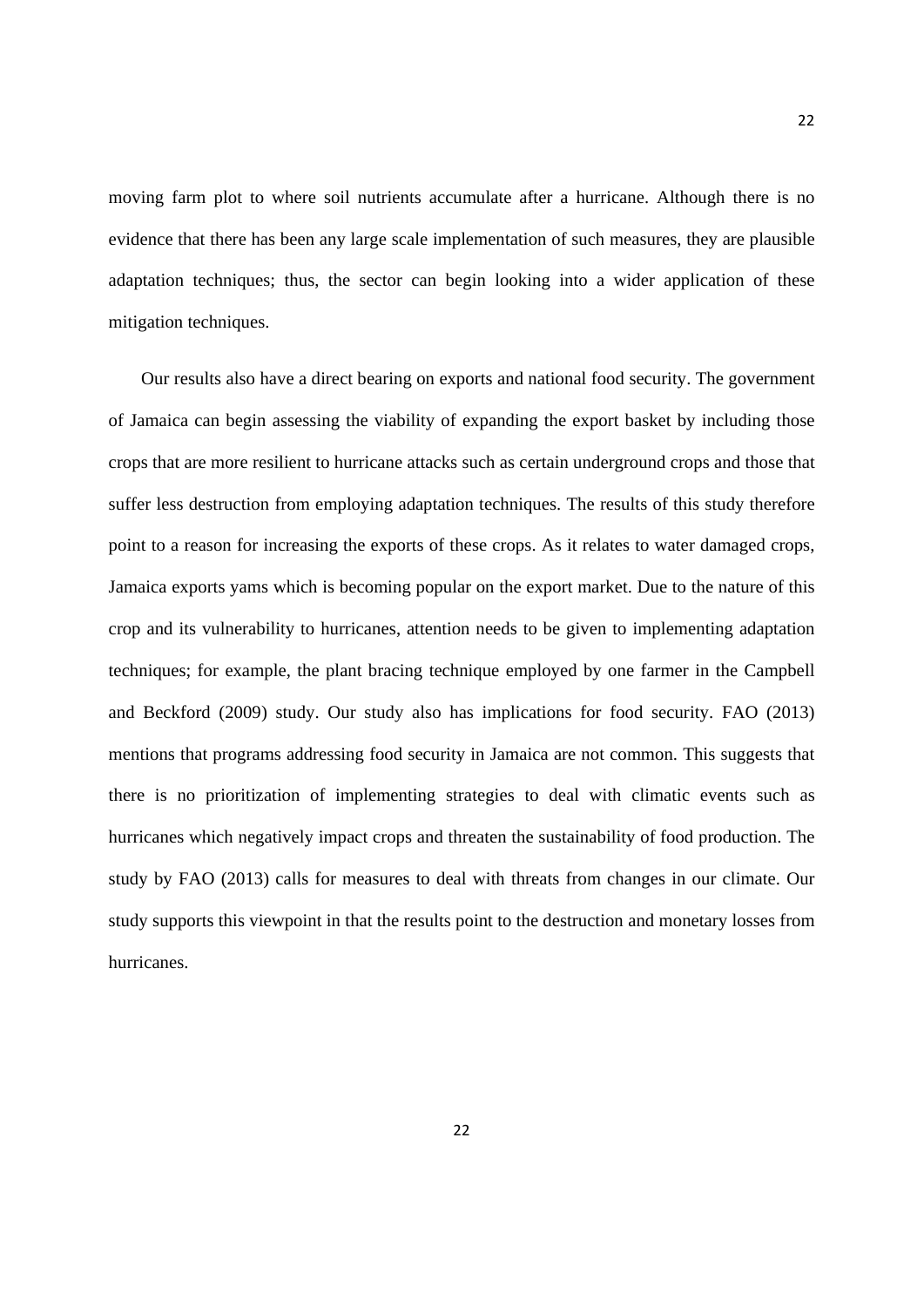moving farm plot to where soil nutrients accumulate after a hurricane. Although there is no evidence that there has been any large scale implementation of such measures, they are plausible adaptation techniques; thus, the sector can begin looking into a wider application of these mitigation techniques.

Our results also have a direct bearing on exports and national food security. The government of Jamaica can begin assessing the viability of expanding the export basket by including those crops that are more resilient to hurricane attacks such as certain underground crops and those that suffer less destruction from employing adaptation techniques. The results of this study therefore point to a reason for increasing the exports of these crops. As it relates to water damaged crops, Jamaica exports yams which is becoming popular on the export market. Due to the nature of this crop and its vulnerability to hurricanes, attention needs to be given to implementing adaptation techniques; for example, the plant bracing technique employed by one farmer in the Campbell and Beckford (2009) study. Our study also has implications for food security. FAO (2013) mentions that programs addressing food security in Jamaica are not common. This suggests that there is no prioritization of implementing strategies to deal with climatic events such as hurricanes which negatively impact crops and threaten the sustainability of food production. The study by FAO (2013) calls for measures to deal with threats from changes in our climate. Our study supports this viewpoint in that the results point to the destruction and monetary losses from hurricanes.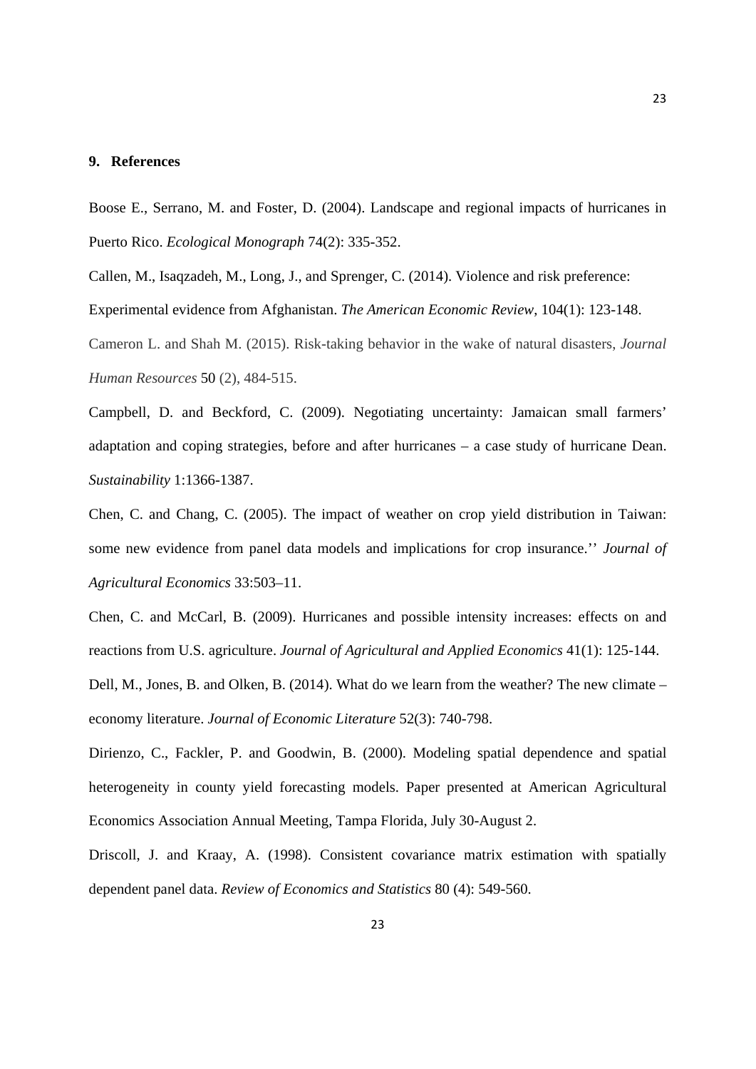## 9. References

Boose E., Serrano, M. and Foster, D. (2004). Landscape and regional impacts of hurricanes in Puerto Rico. *Ecological Monograph* 74(2): 335-352.

Callen, M., Isaqzadeh, M., Long, J., and Sprenger, C. (2014). Violence and risk preference: Experimental evidence from Afghanistan. *The American Economic Review*, 104(1): 123-148.

Cameron L. and Shah M. (2015). Risk-taking behavior in the wake of natural disasters, *Journal Human Resources* 50 (2), 484-515.

Campbell, D. and Beckford, C. (2009). Negotiating uncertainty: Jamaican small farmers' adaptation and coping strategies, before and after hurricanes – a case study of hurricane Dean. *Sustainability* 1:1366-1387.

Chen, C. and Chang, C. (2005). The impact of weather on crop yield distribution in Taiwan: some new evidence from panel data models and implications for crop insurance.'' *Journal of Agricultural Economics* 33:503–11.

Chen, C. and McCarl, B. (2009). Hurricanes and possible intensity increases: effects on and reactions from U.S. agriculture. *Journal of Agricultural and Applied Economics* 41(1): 125-144.

Dell, M., Jones, B. and Olken, B. (2014). What do we learn from the weather? The new climate – economy literature. *Journal of Economic Literature* 52(3): 740-798.

Dirienzo, C., Fackler, P. and Goodwin, B. (2000). Modeling spatial dependence and spatial heterogeneity in county yield forecasting models. Paper presented at American Agricultural Economics Association Annual Meeting, Tampa Florida, July 30-August 2.

Driscoll, J. and Kraay, A. (1998). Consistent covariance matrix estimation with spatially dependent panel data. *Review of Economics and Statistics* 80 (4): 549-560.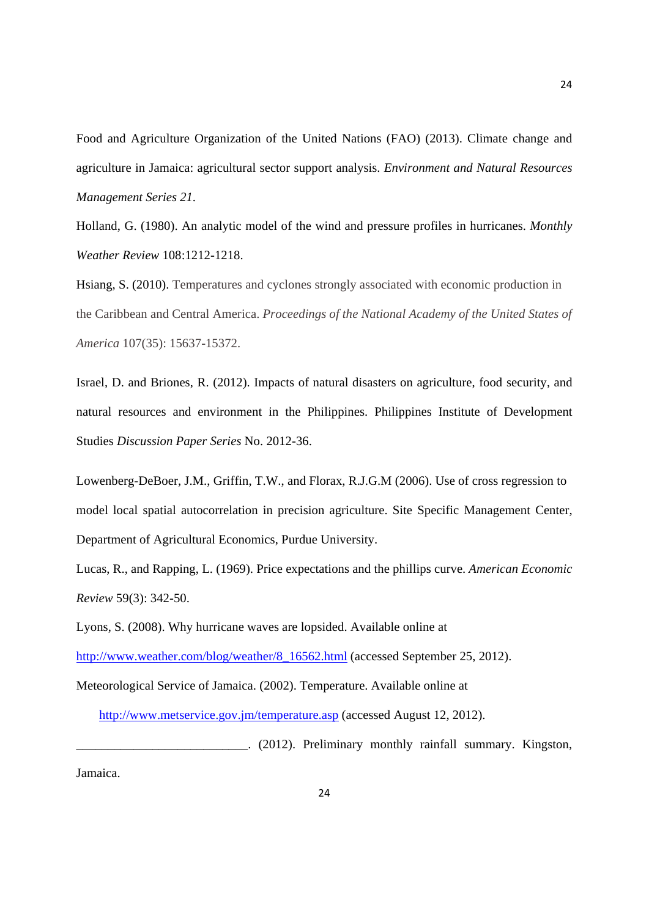Food and Agriculture Organization of the United Nations (FAO) (2013). Climate change and agriculture in Jamaica: agricultural sector support analysis. *Environment and Natural Resources Management Series 21*.

Holland, G. (1980). An analytic model of the wind and pressure profiles in hurricanes. *Monthly Weather Review* 108:1212-1218.

Hsiang, S. (2010). Temperatures and cyclones strongly associated with economic production in the Caribbean and Central America. *Proceedings of the National Academy of the United States of America* 107(35): 15637-15372.

Israel, D. and Briones, R. (2012). Impacts of natural disasters on agriculture, food security, and natural resources and environment in the Philippines. Philippines Institute of Development Studies *Discussion Paper Series* No. 2012-36.

Lowenberg-DeBoer, J.M., Griffin, T.W., and Florax, R.J.G.M (2006). Use of cross regression to model local spatial autocorrelation in precision agriculture. Site Specific Management Center, Department of Agricultural Economics, Purdue University.

Lucas, R., and Rapping, L. (1969). Price expectations and the phillips curve. *American Economic Review* 59(3): 342-50.

Lyons, S. (2008). Why hurricane waves are lopsided. Available online at http://www.weather.com/blog/weather/8_16562.html (accessed September 25, 2012).

Meteorological Service of Jamaica. (2002). Temperature. Available online at http://www.metservice.gov.jm/temperature.asp (accessed August 12, 2012).

___________________________. (2012). Preliminary monthly rainfall summary. Kingston, Jamaica.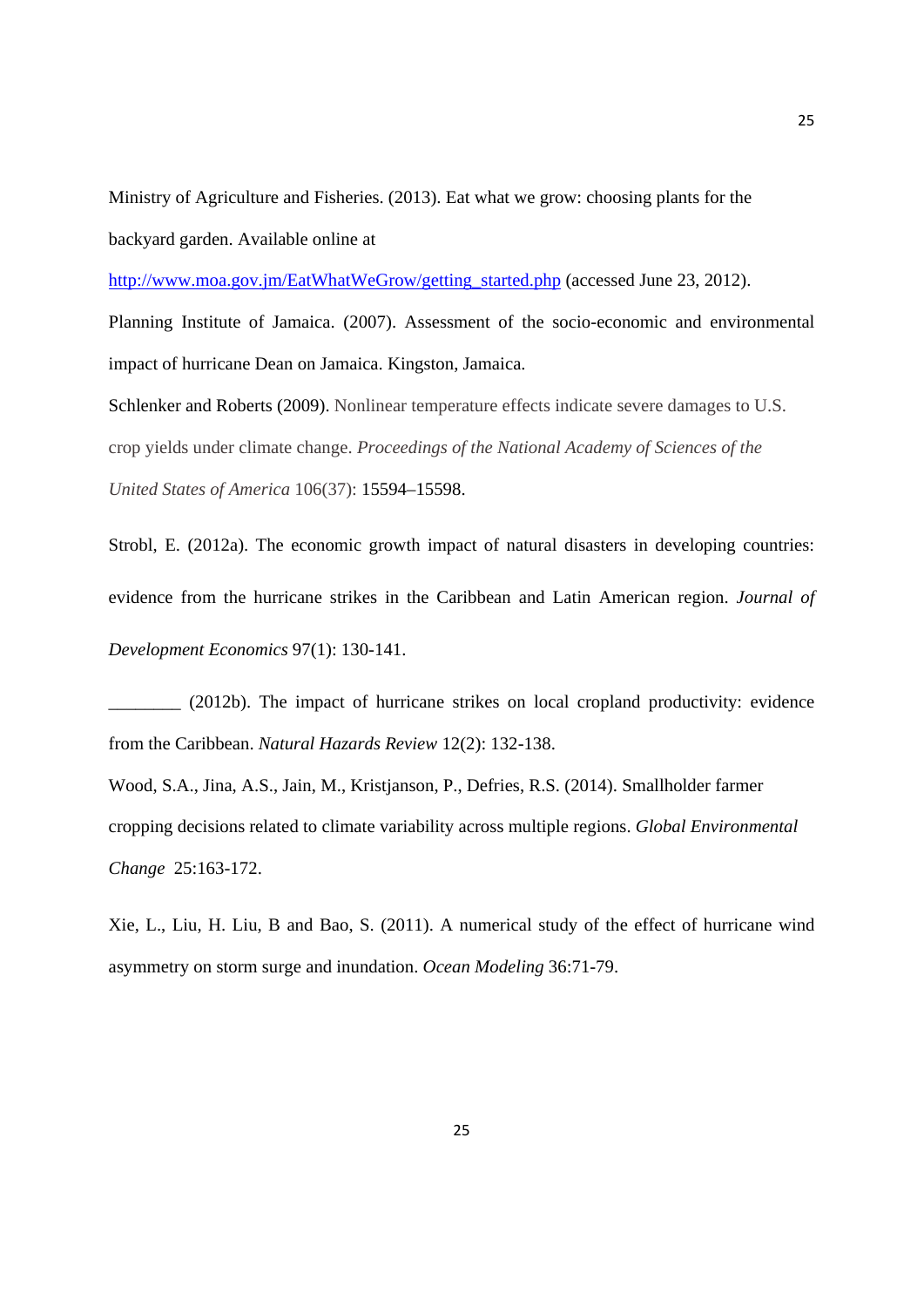Ministry of Agriculture and Fisheries. (2013). Eat what we grow: choosing plants for the backyard garden. Available online at http://www.moa.gov.jm/EatWhatWeGrow/getting_started.php (accessed June 23, 2012).

Planning Institute of Jamaica. (2007). Assessment of the socio-economic and environmental impact of hurricane Dean on Jamaica. Kingston, Jamaica.

Schlenker and Roberts (2009). Nonlinear temperature effects indicate severe damages to U.S. crop yields under climate change. *Proceedings of the National Academy of Sciences of the United States of America* 106(37): 15594–15598.

Strobl, E. (2012a). The economic growth impact of natural disasters in developing countries: evidence from the hurricane strikes in the Caribbean and Latin American region. *Journal of Development Economics* 97(1): 130-141.

________ (2012b). The impact of hurricane strikes on local cropland productivity: evidence from the Caribbean. *Natural Hazards Review* 12(2): 132-138.

Wood, S.A., Jina, A.S., Jain, M., Kristjanson, P., Defries, R.S. (2014). Smallholder farmer cropping decisions related to climate variability across multiple regions. *Global Environmental Change* 25:163-172.

Xie, L., Liu, H. Liu, B and Bao, S. (2011). A numerical study of the effect of hurricane wind asymmetry on storm surge and inundation. *Ocean Modeling* 36:71-79.